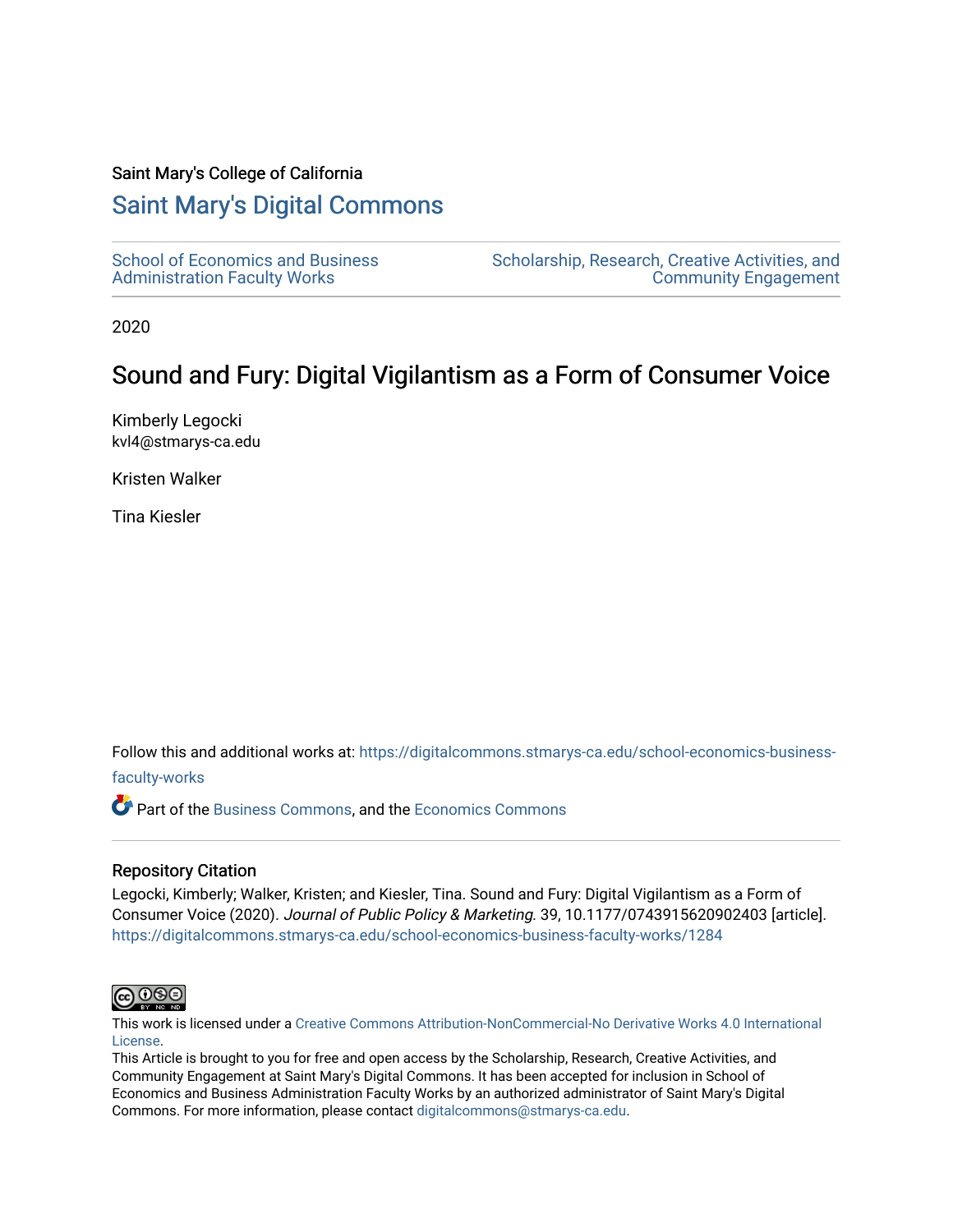Saint Mary's College of California

# Saint Mary's Digital Commons

School of Economics and Business Administration Faculty Works

Scholarship, Research, Creative Activities, and Community Engagement

2020

## Sound and Fury: Digital Vigilantism as a Form of Consumer Voice

Kimberly Legocki
kvl4@stmarys-ca.edu

Kristen Walker

Tina Kiesler

Follow this and additional works at: https://digitalcommons.stmarys-ca.edu/school-economics-business-faculty-works

Part of the Business Commons, and the Economics Commons

### Repository Citation

Legocki, Kimberly; Walker, Kristen; and Kiesler, Tina. Sound and Fury: Digital Vigilantism as a Form of Consumer Voice (2020). *Journal of Public Policy & Marketing.* 39, 10.1177/0743915620902403 [article].
https://digitalcommons.stmarys-ca.edu/school-economics-business-faculty-works/1284

This work is licensed under a Creative Commons Attribution-NonCommercial-No Derivative Works 4.0 International License.

This Article is brought to you for free and open access by the Scholarship, Research, Creative Activities, and Community Engagement at Saint Mary's Digital Commons. It has been accepted for inclusion in School of Economics and Business Administration Faculty Works by an authorized administrator of Saint Mary's Digital Commons. For more information, please contact digitalcommons@stmarys-ca.edu.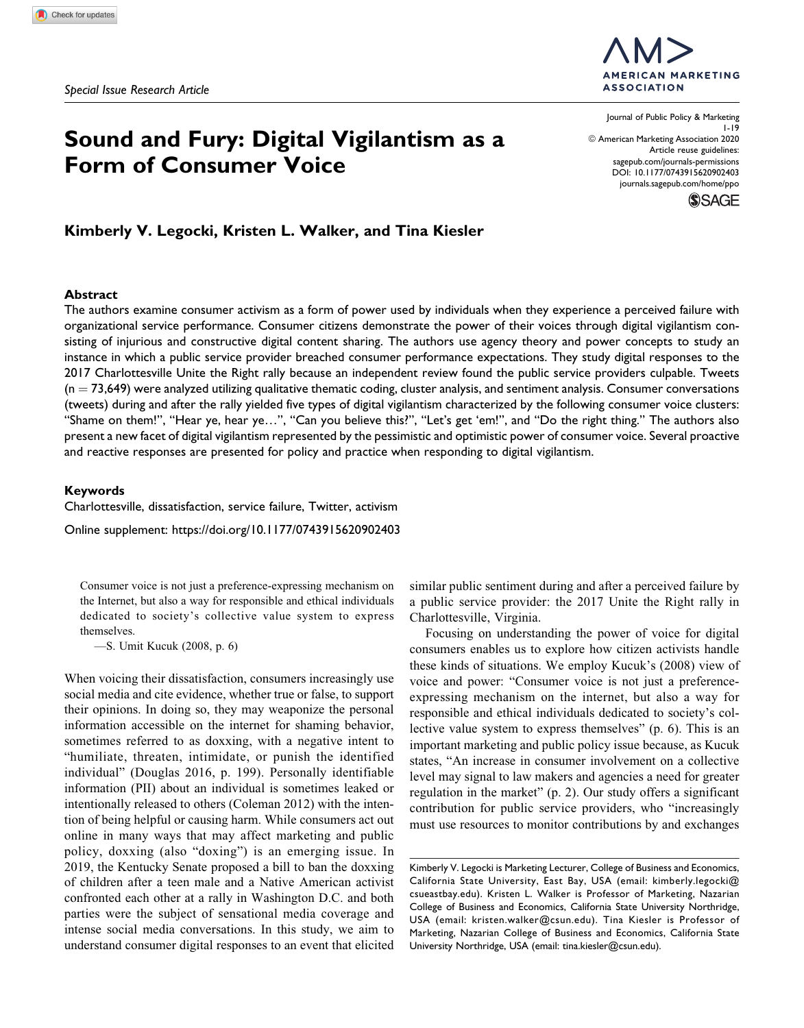*Special Issue Research Article*

# Sound and Fury: Digital Vigilantism as a Form of Consumer Voice

**Kimberly V. Legocki, Kristen L. Walker, and Tina Kiesler**

## Abstract

The authors examine consumer activism as a form of power used by individuals when they experience a perceived failure with organizational service performance. Consumer citizens demonstrate the power of their voices through digital vigilantism consisting of injurious and constructive digital content sharing. The authors use agency theory and power concepts to study an instance in which a public service provider breached consumer performance expectations. They study digital responses to the 2017 Charlottesville Unite the Right rally because an independent review found the public service providers culpable. Tweets (n = 73,649) were analyzed utilizing qualitative thematic coding, cluster analysis, and sentiment analysis. Consumer conversations (tweets) during and after the rally yielded five types of digital vigilantism characterized by the following consumer voice clusters: "Shame on them!", "Hear ye, hear ye…", "Can you believe this?", "Let's get 'em!", and "Do the right thing." The authors also present a new facet of digital vigilantism represented by the pessimistic and optimistic power of consumer voice. Several proactive and reactive responses are presented for policy and practice when responding to digital vigilantism.

### Keywords

Charlottesville, dissatisfaction, service failure, Twitter, activism

Online supplement: https://doi.org/10.1177/0743915620902403

> Consumer voice is not just a preference-expressing mechanism on the Internet, but also a way for responsible and ethical individuals dedicated to society's collective value system to express themselves.
>
> —S. Umit Kucuk (2008, p. 6)

When voicing their dissatisfaction, consumers increasingly use social media and cite evidence, whether true or false, to support their opinions. In doing so, they may weaponize the personal information accessible on the internet for shaming behavior, sometimes referred to as doxxing, with a negative intent to "humiliate, threaten, intimidate, or punish the identified individual" (Douglas 2016, p. 199). Personally identifiable information (PII) about an individual is sometimes leaked or intentionally released to others (Coleman 2012) with the intention of being helpful or causing harm. While consumers act out online in many ways that may affect marketing and public policy, doxxing (also "doxing") is an emerging issue. In 2019, the Kentucky Senate proposed a bill to ban the doxxing of children after a teen male and a Native American activist confronted each other at a rally in Washington D.C. and both parties were the subject of sensational media coverage and intense social media conversations. In this study, we aim to understand consumer digital responses to an event that elicited similar public sentiment during and after a perceived failure by a public service provider: the 2017 Unite the Right rally in Charlottesville, Virginia.

Focusing on understanding the power of voice for digital consumers enables us to explore how citizen activists handle these kinds of situations. We employ Kucuk's (2008) view of voice and power: "Consumer voice is not just a preference-expressing mechanism on the internet, but also a way for responsible and ethical individuals dedicated to society's collective value system to express themselves" (p. 6). This is an important marketing and public policy issue because, as Kucuk states, "An increase in consumer involvement on a collective level may signal to law makers and agencies a need for greater regulation in the market" (p. 2). Our study offers a significant contribution for public service providers, who "increasingly must use resources to monitor contributions by and exchanges

Kimberly V. Legocki is Marketing Lecturer, College of Business and Economics, California State University, East Bay, USA (email: kimberly.legocki@csueastbay.edu). Kristen L. Walker is Professor of Marketing, Nazarian College of Business and Economics, California State University Northridge, USA (email: kristen.walker@csun.edu). Tina Kiesler is Professor of Marketing, Nazarian College of Business and Economics, California State University Northridge, USA (email: tina.kiesler@csun.edu).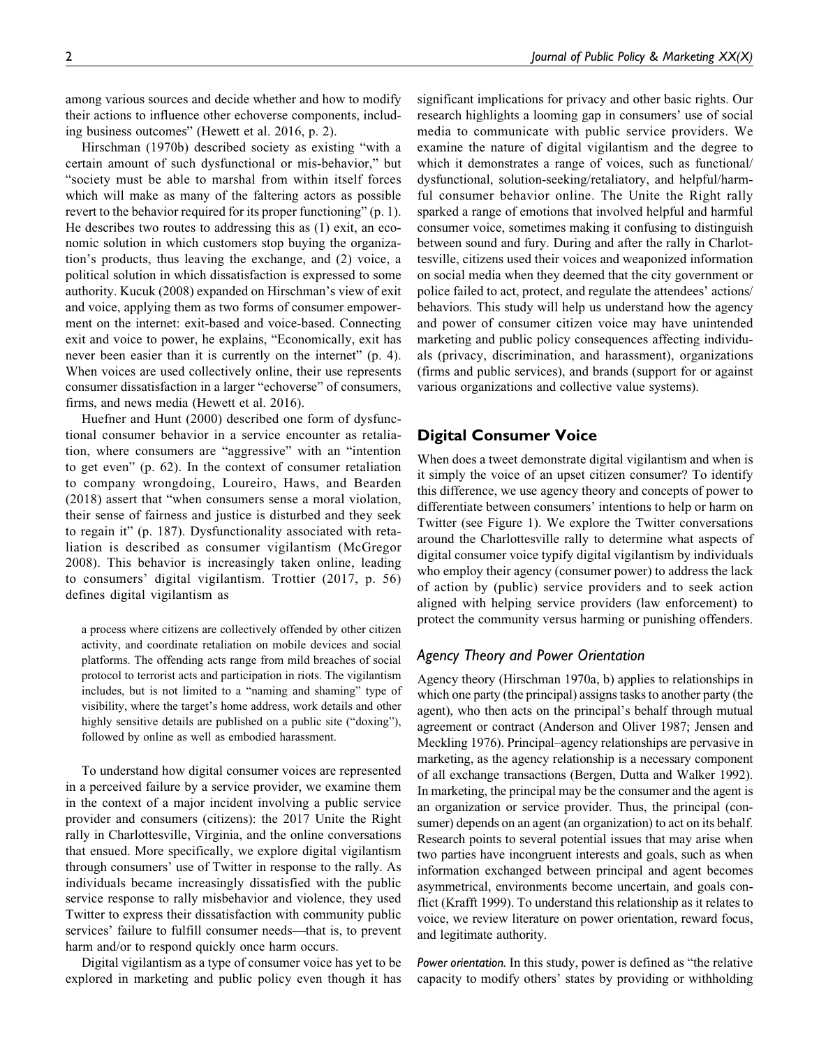among various sources and decide whether and how to modify their actions to influence other echoverse components, including business outcomes" (Hewett et al. 2016, p. 2).

Hirschman (1970b) described society as existing "with a certain amount of such dysfunctional or mis-behavior," but "society must be able to marshal from within itself forces which will make as many of the faltering actors as possible revert to the behavior required for its proper functioning" (p. 1). He describes two routes to addressing this as (1) exit, an economic solution in which customers stop buying the organization's products, thus leaving the exchange, and (2) voice, a political solution in which dissatisfaction is expressed to some authority. Kucuk (2008) expanded on Hirschman's view of exit and voice, applying them as two forms of consumer empowerment on the internet: exit-based and voice-based. Connecting exit and voice to power, he explains, "Economically, exit has never been easier than it is currently on the internet" (p. 4). When voices are used collectively online, their use represents consumer dissatisfaction in a larger "echoverse" of consumers, firms, and news media (Hewett et al. 2016).

Huefner and Hunt (2000) described one form of dysfunctional consumer behavior in a service encounter as retaliation, where consumers are "aggressive" with an "intention to get even" (p. 62). In the context of consumer retaliation to company wrongdoing, Loureiro, Haws, and Bearden (2018) assert that "when consumers sense a moral violation, their sense of fairness and justice is disturbed and they seek to regain it" (p. 187). Dysfunctionality associated with retaliation is described as consumer vigilantism (McGregor 2008). This behavior is increasingly taken online, leading to consumers' digital vigilantism. Trottier (2017, p. 56) defines digital vigilantism as

> a process where citizens are collectively offended by other citizen activity, and coordinate retaliation on mobile devices and social platforms. The offending acts range from mild breaches of social protocol to terrorist acts and participation in riots. The vigilantism includes, but is not limited to a "naming and shaming" type of visibility, where the target's home address, work details and other highly sensitive details are published on a public site ("doxing"), followed by online as well as embodied harassment.

To understand how digital consumer voices are represented in a perceived failure by a service provider, we examine them in the context of a major incident involving a public service provider and consumers (citizens): the 2017 Unite the Right rally in Charlottesville, Virginia, and the online conversations that ensued. More specifically, we explore digital vigilantism through consumers' use of Twitter in response to the rally. As individuals became increasingly dissatisfied with the public service response to rally misbehavior and violence, they used Twitter to express their dissatisfaction with community public services' failure to fulfill consumer needs—that is, to prevent harm and/or to respond quickly once harm occurs.

Digital vigilantism as a type of consumer voice has yet to be explored in marketing and public policy even though it has significant implications for privacy and other basic rights. Our research highlights a looming gap in consumers' use of social media to communicate with public service providers. We examine the nature of digital vigilantism and the degree to which it demonstrates a range of voices, such as functional/dysfunctional, solution-seeking/retaliatory, and helpful/harmful consumer behavior online. The Unite the Right rally sparked a range of emotions that involved helpful and harmful consumer voice, sometimes making it confusing to distinguish between sound and fury. During and after the rally in Charlottesville, citizens used their voices and weaponized information on social media when they deemed that the city government or police failed to act, protect, and regulate the attendees' actions/behaviors. This study will help us understand how the agency and power of consumer citizen voice may have unintended marketing and public policy consequences affecting individuals (privacy, discrimination, and harassment), organizations (firms and public services), and brands (support for or against various organizations and collective value systems).

## Digital Consumer Voice

When does a tweet demonstrate digital vigilantism and when is it simply the voice of an upset citizen consumer? To identify this difference, we use agency theory and concepts of power to differentiate between consumers' intentions to help or harm on Twitter (see Figure 1). We explore the Twitter conversations around the Charlottesville rally to determine what aspects of digital consumer voice typify digital vigilantism by individuals who employ their agency (consumer power) to address the lack of action by (public) service providers and to seek action aligned with helping service providers (law enforcement) to protect the community versus harming or punishing offenders.

### *Agency Theory and Power Orientation*

Agency theory (Hirschman 1970a, b) applies to relationships in which one party (the principal) assigns tasks to another party (the agent), who then acts on the principal's behalf through mutual agreement or contract (Anderson and Oliver 1987; Jensen and Meckling 1976). Principal–agency relationships are pervasive in marketing, as the agency relationship is a necessary component of all exchange transactions (Bergen, Dutta and Walker 1992). In marketing, the principal may be the consumer and the agent is an organization or service provider. Thus, the principal (consumer) depends on an agent (an organization) to act on its behalf. Research points to several potential issues that may arise when two parties have incongruent interests and goals, such as when information exchanged between principal and agent becomes asymmetrical, environments become uncertain, and goals conflict (Krafft 1999). To understand this relationship as it relates to voice, we review literature on power orientation, reward focus, and legitimate authority.

*Power orientation.* In this study, power is defined as "the relative capacity to modify others' states by providing or withholding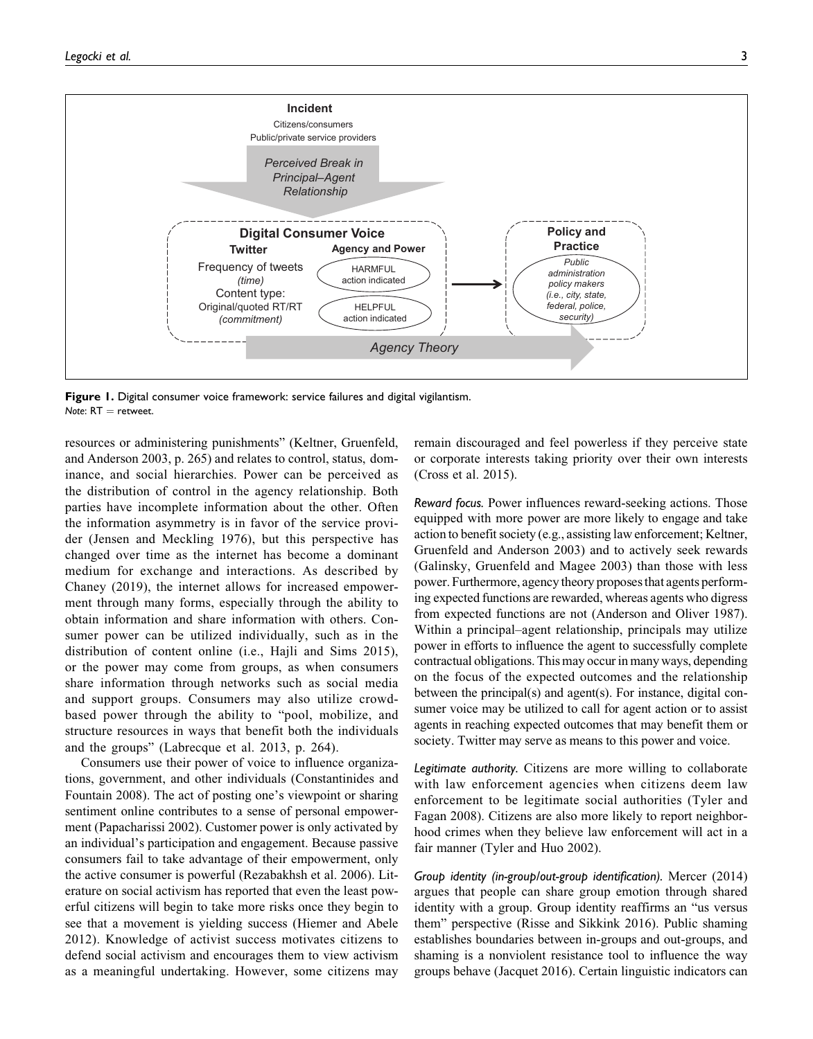**Figure 1.** Digital consumer voice framework: service failures and digital vigilantism.
*Note*: RT = retweet.

resources or administering punishments" (Keltner, Gruenfeld, and Anderson 2003, p. 265) and relates to control, status, dominance, and social hierarchies. Power can be perceived as the distribution of control in the agency relationship. Both parties have incomplete information about the other. Often the information asymmetry is in favor of the service provider (Jensen and Meckling 1976), but this perspective has changed over time as the internet has become a dominant medium for exchange and interactions. As described by Chaney (2019), the internet allows for increased empowerment through many forms, especially through the ability to obtain information and share information with others. Consumer power can be utilized individually, such as in the distribution of content online (i.e., Hajli and Sims 2015), or the power may come from groups, as when consumers share information through networks such as social media and support groups. Consumers may also utilize crowd-based power through the ability to "pool, mobilize, and structure resources in ways that benefit both the individuals and the groups" (Labrecque et al. 2013, p. 264).

Consumers use their power of voice to influence organizations, government, and other individuals (Constantinides and Fountain 2008). The act of posting one's viewpoint or sharing sentiment online contributes to a sense of personal empowerment (Papacharissi 2002). Customer power is only activated by an individual's participation and engagement. Because passive consumers fail to take advantage of their empowerment, only the active consumer is powerful (Rezabakhsh et al. 2006). Literature on social activism has reported that even the least powerful citizens will begin to take more risks once they begin to see that a movement is yielding success (Hiemer and Abele 2012). Knowledge of activist success motivates citizens to defend social activism and encourages them to view activism as a meaningful undertaking. However, some citizens may remain discouraged and feel powerless if they perceive state or corporate interests taking priority over their own interests (Cross et al. 2015).

*Reward focus.* Power influences reward-seeking actions. Those equipped with more power are more likely to engage and take action to benefit society (e.g., assisting law enforcement; Keltner, Gruenfeld and Anderson 2003) and to actively seek rewards (Galinsky, Gruenfeld and Magee 2003) than those with less power. Furthermore, agency theory proposes that agents performing expected functions are rewarded, whereas agents who digress from expected functions are not (Anderson and Oliver 1987). Within a principal–agent relationship, principals may utilize power in efforts to influence the agent to successfully complete contractual obligations. This may occur in many ways, depending on the focus of the expected outcomes and the relationship between the principal(s) and agent(s). For instance, digital consumer voice may be utilized to call for agent action or to assist agents in reaching expected outcomes that may benefit them or society. Twitter may serve as means to this power and voice.

*Legitimate authority.* Citizens are more willing to collaborate with law enforcement agencies when citizens deem law enforcement to be legitimate social authorities (Tyler and Fagan 2008). Citizens are also more likely to report neighborhood crimes when they believe law enforcement will act in a fair manner (Tyler and Huo 2002).

*Group identity (in-group/out-group identification).* Mercer (2014) argues that people can share group emotion through shared identity with a group. Group identity reaffirms an "us versus them" perspective (Risse and Sikkink 2016). Public shaming establishes boundaries between in-groups and out-groups, and shaming is a nonviolent resistance tool to influence the way groups behave (Jacquet 2016). Certain linguistic indicators can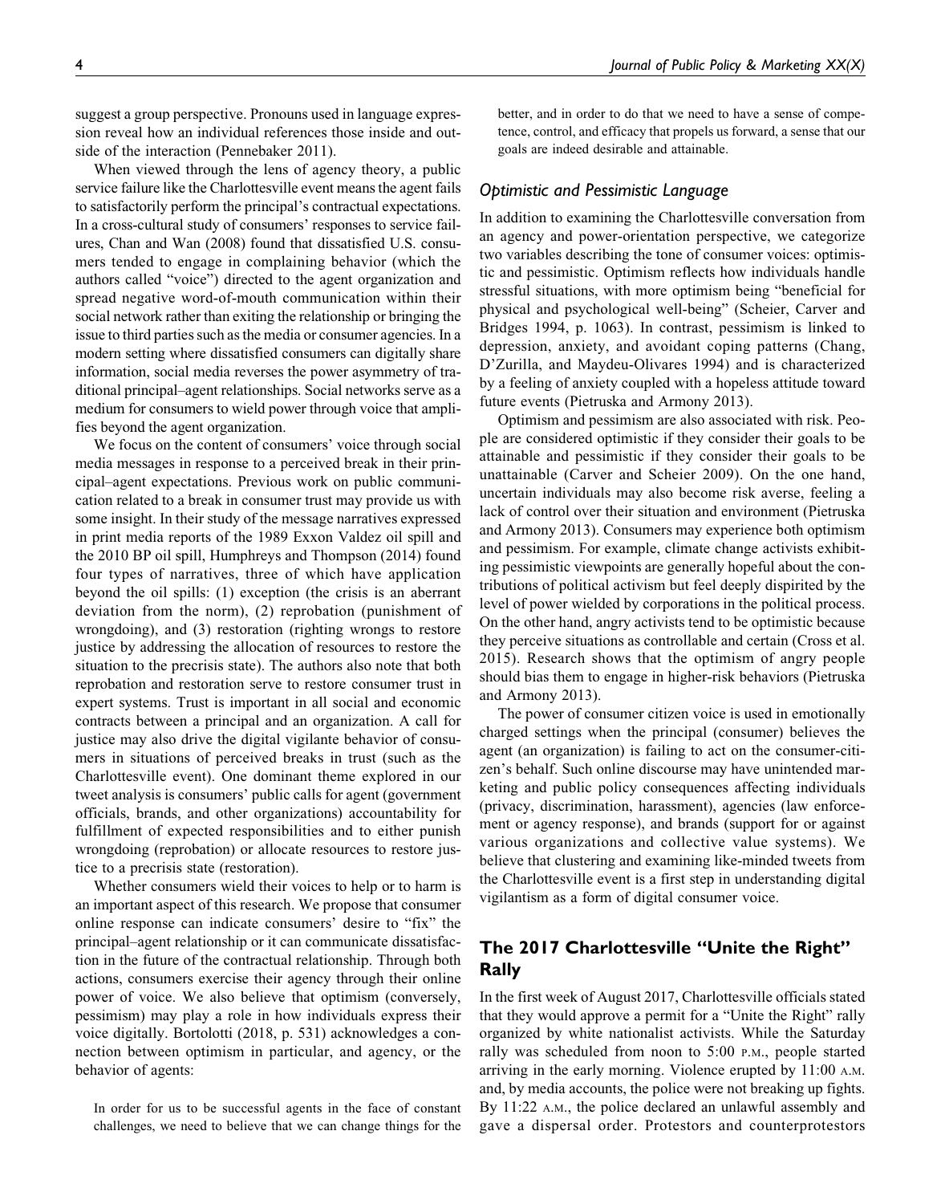suggest a group perspective. Pronouns used in language expression reveal how an individual references those inside and outside of the interaction (Pennebaker 2011).

When viewed through the lens of agency theory, a public service failure like the Charlottesville event means the agent fails to satisfactorily perform the principal's contractual expectations. In a cross-cultural study of consumers' responses to service failures, Chan and Wan (2008) found that dissatisfied U.S. consumers tended to engage in complaining behavior (which the authors called "voice") directed to the agent organization and spread negative word-of-mouth communication within their social network rather than exiting the relationship or bringing the issue to third parties such as the media or consumer agencies. In a modern setting where dissatisfied consumers can digitally share information, social media reverses the power asymmetry of traditional principal–agent relationships. Social networks serve as a medium for consumers to wield power through voice that amplifies beyond the agent organization.

We focus on the content of consumers' voice through social media messages in response to a perceived break in their principal–agent expectations. Previous work on public communication related to a break in consumer trust may provide us with some insight. In their study of the message narratives expressed in print media reports of the 1989 Exxon Valdez oil spill and the 2010 BP oil spill, Humphreys and Thompson (2014) found four types of narratives, three of which have application beyond the oil spills: (1) exception (the crisis is an aberrant deviation from the norm), (2) reprobation (punishment of wrongdoing), and (3) restoration (righting wrongs to restore justice by addressing the allocation of resources to restore the situation to the precrisis state). The authors also note that both reprobation and restoration serve to restore consumer trust in expert systems. Trust is important in all social and economic contracts between a principal and an organization. A call for justice may also drive the digital vigilante behavior of consumers in situations of perceived breaks in trust (such as the Charlottesville event). One dominant theme explored in our tweet analysis is consumers' public calls for agent (government officials, brands, and other organizations) accountability for fulfillment of expected responsibilities and to either punish wrongdoing (reprobation) or allocate resources to restore justice to a precrisis state (restoration).

Whether consumers wield their voices to help or to harm is an important aspect of this research. We propose that consumer online response can indicate consumers' desire to "fix" the principal–agent relationship or it can communicate dissatisfaction in the future of the contractual relationship. Through both actions, consumers exercise their agency through their online power of voice. We also believe that optimism (conversely, pessimism) may play a role in how individuals express their voice digitally. Bortolotti (2018, p. 531) acknowledges a connection between optimism in particular, and agency, or the behavior of agents:

> In order for us to be successful agents in the face of constant challenges, we need to believe that we can change things for the better, and in order to do that we need to have a sense of competence, control, and efficacy that propels us forward, a sense that our goals are indeed desirable and attainable.

### *Optimistic and Pessimistic Language*

In addition to examining the Charlottesville conversation from an agency and power-orientation perspective, we categorize two variables describing the tone of consumer voices: optimistic and pessimistic. Optimism reflects how individuals handle stressful situations, with more optimism being "beneficial for physical and psychological well-being" (Scheier, Carver and Bridges 1994, p. 1063). In contrast, pessimism is linked to depression, anxiety, and avoidant coping patterns (Chang, D'Zurilla, and Maydeu-Olivares 1994) and is characterized by a feeling of anxiety coupled with a hopeless attitude toward future events (Pietruska and Armony 2013).

Optimism and pessimism are also associated with risk. People are considered optimistic if they consider their goals to be attainable and pessimistic if they consider their goals to be unattainable (Carver and Scheier 2009). On the one hand, uncertain individuals may also become risk averse, feeling a lack of control over their situation and environment (Pietruska and Armony 2013). Consumers may experience both optimism and pessimism. For example, climate change activists exhibiting pessimistic viewpoints are generally hopeful about the contributions of political activism but feel deeply dispirited by the level of power wielded by corporations in the political process. On the other hand, angry activists tend to be optimistic because they perceive situations as controllable and certain (Cross et al. 2015). Research shows that the optimism of angry people should bias them to engage in higher-risk behaviors (Pietruska and Armony 2013).

The power of consumer citizen voice is used in emotionally charged settings when the principal (consumer) believes the agent (an organization) is failing to act on the consumer-citizen's behalf. Such online discourse may have unintended marketing and public policy consequences affecting individuals (privacy, discrimination, harassment), agencies (law enforcement or agency response), and brands (support for or against various organizations and collective value systems). We believe that clustering and examining like-minded tweets from the Charlottesville event is a first step in understanding digital vigilantism as a form of digital consumer voice.

## The 2017 Charlottesville "Unite the Right" Rally

In the first week of August 2017, Charlottesville officials stated that they would approve a permit for a "Unite the Right" rally organized by white nationalist activists. While the Saturday rally was scheduled from noon to 5:00 P.M., people started arriving in the early morning. Violence erupted by 11:00 A.M. and, by media accounts, the police were not breaking up fights. By 11:22 A.M., the police declared an unlawful assembly and gave a dispersal order. Protestors and counterprotestors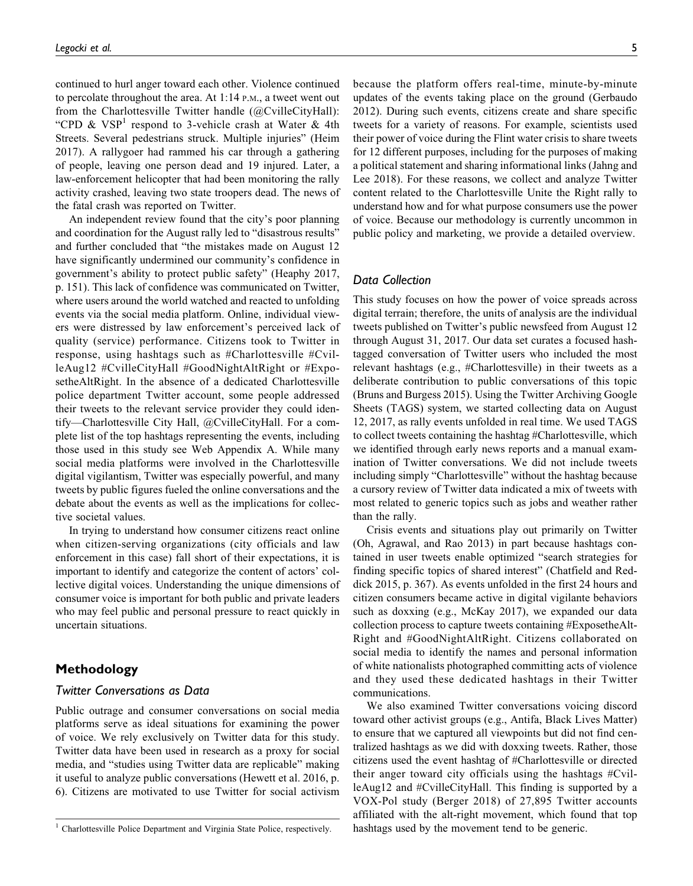continued to hurl anger toward each other. Violence continued to percolate throughout the area. At 1:14 P.M., a tweet went out from the Charlottesville Twitter handle (@CvilleCityHall): "CPD & VSP[1] respond to 3-vehicle crash at Water & 4th Streets. Several pedestrians struck. Multiple injuries" (Heim 2017). A rallygoer had rammed his car through a gathering of people, leaving one person dead and 19 injured. Later, a law-enforcement helicopter that had been monitoring the rally activity crashed, leaving two state troopers dead. The news of the fatal crash was reported on Twitter.

An independent review found that the city's poor planning and coordination for the August rally led to "disastrous results" and further concluded that "the mistakes made on August 12 have significantly undermined our community's confidence in government's ability to protect public safety" (Heaphy 2017, p. 151). This lack of confidence was communicated on Twitter, where users around the world watched and reacted to unfolding events via the social media platform. Online, individual viewers were distressed by law enforcement's perceived lack of quality (service) performance. Citizens took to Twitter in response, using hashtags such as #Charlottesville #CvilleAug12 #CvilleCityHall #GoodNightAltRight or #ExposetheAltRight. In the absence of a dedicated Charlottesville police department Twitter account, some people addressed their tweets to the relevant service provider they could identify—Charlottesville City Hall, @CvilleCityHall. For a complete list of the top hashtags representing the events, including those used in this study see Web Appendix A. While many social media platforms were involved in the Charlottesville digital vigilantism, Twitter was especially powerful, and many tweets by public figures fueled the online conversations and the debate about the events as well as the implications for collective societal values.

In trying to understand how consumer citizens react online when citizen-serving organizations (city officials and law enforcement in this case) fall short of their expectations, it is important to identify and categorize the content of actors' collective digital voices. Understanding the unique dimensions of consumer voice is important for both public and private leaders who may feel public and personal pressure to react quickly in uncertain situations.

## Methodology

### Twitter Conversations as Data

Public outrage and consumer conversations on social media platforms serve as ideal situations for examining the power of voice. We rely exclusively on Twitter data for this study. Twitter data have been used in research as a proxy for social media, and "studies using Twitter data are replicable" making it useful to analyze public conversations (Hewett et al. 2016, p. 6). Citizens are motivated to use Twitter for social activism because the platform offers real-time, minute-by-minute updates of the events taking place on the ground (Gerbaudo 2012). During such events, citizens create and share specific tweets for a variety of reasons. For example, scientists used their power of voice during the Flint water crisis to share tweets for 12 different purposes, including for the purposes of making a political statement and sharing informational links (Jahng and Lee 2018). For these reasons, we collect and analyze Twitter content related to the Charlottesville Unite the Right rally to understand how and for what purpose consumers use the power of voice. Because our methodology is currently uncommon in public policy and marketing, we provide a detailed overview.

### Data Collection

This study focuses on how the power of voice spreads across digital terrain; therefore, the units of analysis are the individual tweets published on Twitter's public newsfeed from August 12 through August 31, 2017. Our data set curates a focused hashtagged conversation of Twitter users who included the most relevant hashtags (e.g., #Charlottesville) in their tweets as a deliberate contribution to public conversations of this topic (Bruns and Burgess 2015). Using the Twitter Archiving Google Sheets (TAGS) system, we started collecting data on August 12, 2017, as rally events unfolded in real time. We used TAGS to collect tweets containing the hashtag #Charlottesville, which we identified through early news reports and a manual examination of Twitter conversations. We did not include tweets including simply "Charlottesville" without the hashtag because a cursory review of Twitter data indicated a mix of tweets with most related to generic topics such as jobs and weather rather than the rally.

Crisis events and situations play out primarily on Twitter (Oh, Agrawal, and Rao 2013) in part because hashtags contained in user tweets enable optimized "search strategies for finding specific topics of shared interest" (Chatfield and Reddick 2015, p. 367). As events unfolded in the first 24 hours and citizen consumers became active in digital vigilante behaviors such as doxxing (e.g., McKay 2017), we expanded our data collection process to capture tweets containing #ExposetheAltRight and #GoodNightAltRight. Citizens collaborated on social media to identify the names and personal information of white nationalists photographed committing acts of violence and they used these dedicated hashtags in their Twitter communications.

We also examined Twitter conversations voicing discord toward other activist groups (e.g., Antifa, Black Lives Matter) to ensure that we captured all viewpoints but did not find centralized hashtags as we did with doxxing tweets. Rather, those citizens used the event hashtag of #Charlottesville or directed their anger toward city officials using the hashtags #CvilleAug12 and #CvilleCityHall. This finding is supported by a VOX-Pol study (Berger 2018) of 27,895 Twitter accounts affiliated with the alt-right movement, which found that top hashtags used by the movement tend to be generic.

[1] Charlottesville Police Department and Virginia State Police, respectively.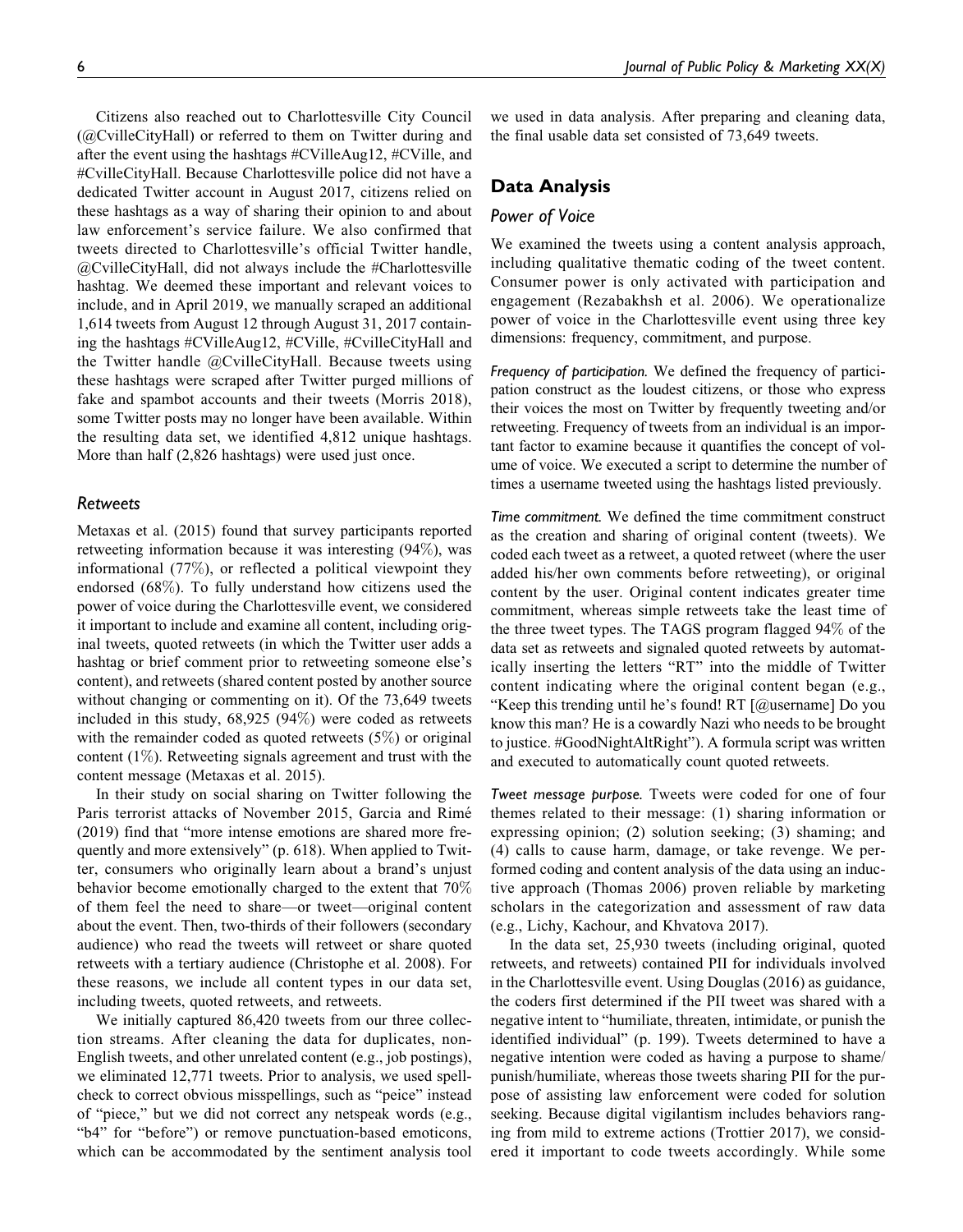Citizens also reached out to Charlottesville City Council (@CvilleCityHall) or referred to them on Twitter during and after the event using the hashtags #CVilleAug12, #CVille, and #CvilleCityHall. Because Charlottesville police did not have a dedicated Twitter account in August 2017, citizens relied on these hashtags as a way of sharing their opinion to and about law enforcement's service failure. We also confirmed that tweets directed to Charlottesville's official Twitter handle, @CvilleCityHall, did not always include the #Charlottesville hashtag. We deemed these important and relevant voices to include, and in April 2019, we manually scraped an additional 1,614 tweets from August 12 through August 31, 2017 containing the hashtags #CVilleAug12, #CVille, #CvilleCityHall and the Twitter handle @CvilleCityHall. Because tweets using these hashtags were scraped after Twitter purged millions of fake and spambot accounts and their tweets (Morris 2018), some Twitter posts may no longer have been available. Within the resulting data set, we identified 4,812 unique hashtags. More than half (2,826 hashtags) were used just once.

### Retweets

Metaxas et al. (2015) found that survey participants reported retweeting information because it was interesting (94%), was informational (77%), or reflected a political viewpoint they endorsed (68%). To fully understand how citizens used the power of voice during the Charlottesville event, we considered it important to include and examine all content, including original tweets, quoted retweets (in which the Twitter user adds a hashtag or brief comment prior to retweeting someone else's content), and retweets (shared content posted by another source without changing or commenting on it). Of the 73,649 tweets included in this study, 68,925 (94%) were coded as retweets with the remainder coded as quoted retweets (5%) or original content (1%). Retweeting signals agreement and trust with the content message (Metaxas et al. 2015).

In their study on social sharing on Twitter following the Paris terrorist attacks of November 2015, Garcia and Rimé (2019) find that "more intense emotions are shared more frequently and more extensively" (p. 618). When applied to Twitter, consumers who originally learn about a brand's unjust behavior become emotionally charged to the extent that 70% of them feel the need to share—or tweet—original content about the event. Then, two-thirds of their followers (secondary audience) who read the tweets will retweet or share quoted retweets with a tertiary audience (Christophe et al. 2008). For these reasons, we include all content types in our data set, including tweets, quoted retweets, and retweets.

We initially captured 86,420 tweets from our three collection streams. After cleaning the data for duplicates, non-English tweets, and other unrelated content (e.g., job postings), we eliminated 12,771 tweets. Prior to analysis, we used spellcheck to correct obvious misspellings, such as "peice" instead of "piece," but we did not correct any netspeak words (e.g., "b4" for "before") or remove punctuation-based emoticons, which can be accommodated by the sentiment analysis tool we used in data analysis. After preparing and cleaning data, the final usable data set consisted of 73,649 tweets.

## Data Analysis

### Power of Voice

We examined the tweets using a content analysis approach, including qualitative thematic coding of the tweet content. Consumer power is only activated with participation and engagement (Rezabakhsh et al. 2006). We operationalize power of voice in the Charlottesville event using three key dimensions: frequency, commitment, and purpose.

*Frequency of participation.* We defined the frequency of participation construct as the loudest citizens, or those who express their voices the most on Twitter by frequently tweeting and/or retweeting. Frequency of tweets from an individual is an important factor to examine because it quantifies the concept of volume of voice. We executed a script to determine the number of times a username tweeted using the hashtags listed previously.

*Time commitment.* We defined the time commitment construct as the creation and sharing of original content (tweets). We coded each tweet as a retweet, a quoted retweet (where the user added his/her own comments before retweeting), or original content by the user. Original content indicates greater time commitment, whereas simple retweets take the least time of the three tweet types. The TAGS program flagged 94% of the data set as retweets and signaled quoted retweets by automatically inserting the letters "RT" into the middle of Twitter content indicating where the original content began (e.g., "Keep this trending until he's found! RT [@username] Do you know this man? He is a cowardly Nazi who needs to be brought to justice. #GoodNightAltRight"). A formula script was written and executed to automatically count quoted retweets.

*Tweet message purpose.* Tweets were coded for one of four themes related to their message: (1) sharing information or expressing opinion; (2) solution seeking; (3) shaming; and (4) calls to cause harm, damage, or take revenge. We performed coding and content analysis of the data using an inductive approach (Thomas 2006) proven reliable by marketing scholars in the categorization and assessment of raw data (e.g., Lichy, Kachour, and Khvatova 2017).

In the data set, 25,930 tweets (including original, quoted retweets, and retweets) contained PII for individuals involved in the Charlottesville event. Using Douglas (2016) as guidance, the coders first determined if the PII tweet was shared with a negative intent to "humiliate, threaten, intimidate, or punish the identified individual" (p. 199). Tweets determined to have a negative intention were coded as having a purpose to shame/punish/humiliate, whereas those tweets sharing PII for the purpose of assisting law enforcement were coded for solution seeking. Because digital vigilantism includes behaviors ranging from mild to extreme actions (Trottier 2017), we considered it important to code tweets accordingly. While some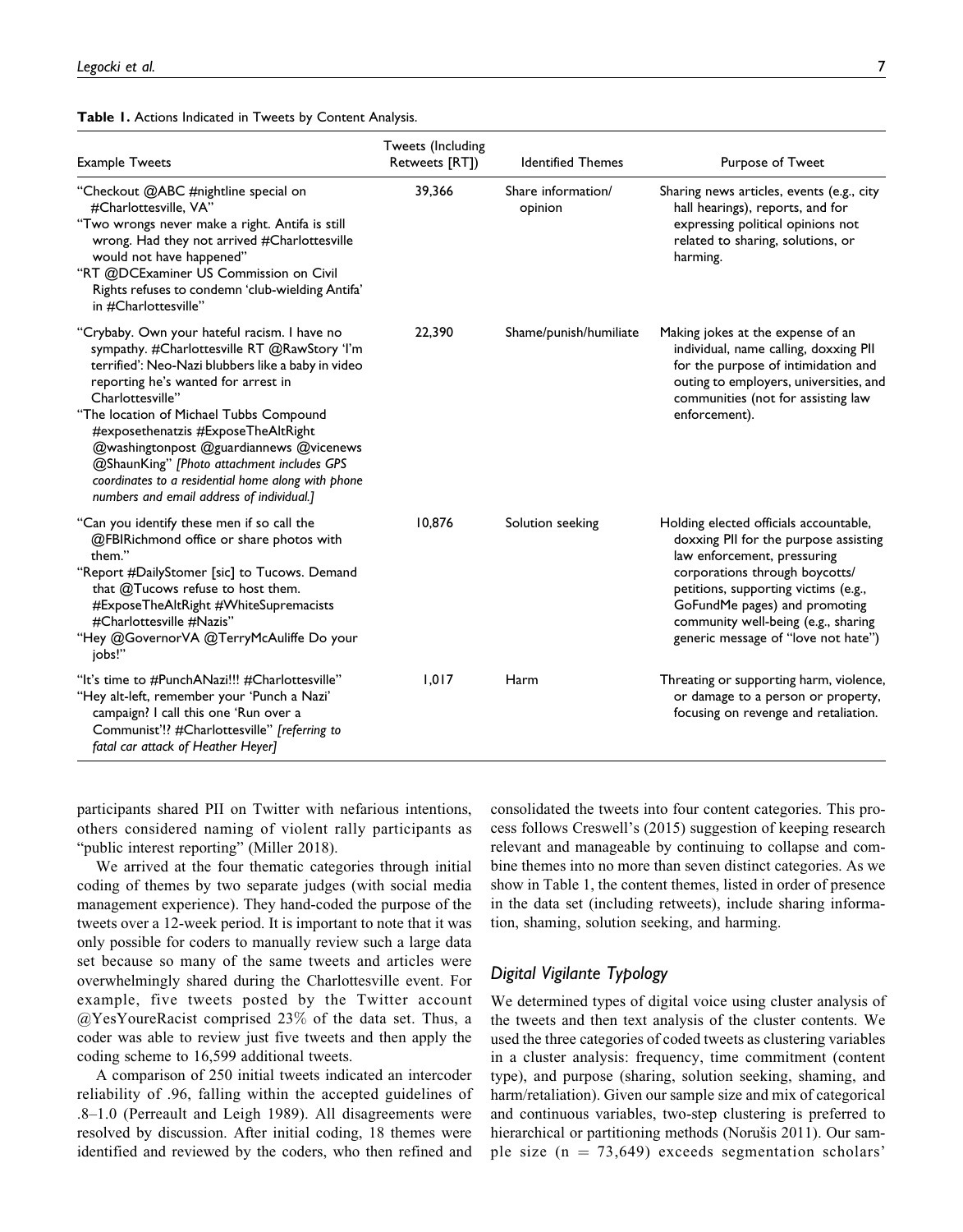**Table 1.** Actions Indicated in Tweets by Content Analysis.

| Example Tweets | Tweets (Including Retweets [RT]) | Identified Themes | Purpose of Tweet |
| --- | --- | --- | --- |
| "Checkout @ABC #nightline special on #Charlottesville, VA"<br>"Two wrongs never make a right. Antifa is still wrong. Had they not arrived #Charlottesville would not have happened"<br>"RT @DCExaminer US Commission on Civil Rights refuses to condemn 'club-wielding Antifa' in #Charlottesville" | 39,366 | Share information/ opinion | Sharing news articles, events (e.g., city hall hearings), reports, and for expressing political opinions not related to sharing, solutions, or harming. |
| "Crybaby. Own your hateful racism. I have no sympathy. #Charlottesville RT @RawStory 'I'm terrified': Neo-Nazi blubbers like a baby in video reporting he's wanted for arrest in Charlottesville"<br>"The location of Michael Tubbs Compound #exposethenatzis #ExposeTheAltRight @washingtonpost @guardiannews @vicenews @ShaunKing" *[Photo attachment includes GPS coordinates to a residential home along with phone numbers and email address of individual.]* | 22,390 | Shame/punish/humiliate | Making jokes at the expense of an individual, name calling, doxxing PII for the purpose of intimidation and outing to employers, universities, and communities (not for assisting law enforcement). |
| "Can you identify these men if so call the @FBIRichmond office or share photos with them."<br>"Report #DailyStomer [sic] to Tucows. Demand that @Tucows refuse to host them. #ExposeTheAltRight #WhiteSupremacists #Charlottesville #Nazis"<br>"Hey @GovernorVA @TerryMcAuliffe Do your jobs!" | 10,876 | Solution seeking | Holding elected officials accountable, doxxing PII for the purpose assisting law enforcement, pressuring corporations through boycotts/ petitions, supporting victims (e.g., GoFundMe pages) and promoting community well-being (e.g., sharing generic message of "love not hate") |
| "It's time to #PunchANazi!!! #Charlottesville"<br>"Hey alt-left, remember your 'Punch a Nazi' campaign? I call this one 'Run over a Communist'!? #Charlottesville" *[referring to fatal car attack of Heather Heyer]* | 1,017 | Harm | Threating or supporting harm, violence, or damage to a person or property, focusing on revenge and retaliation. |

participants shared PII on Twitter with nefarious intentions, others considered naming of violent rally participants as "public interest reporting" (Miller 2018).

We arrived at the four thematic categories through initial coding of themes by two separate judges (with social media management experience). They hand-coded the purpose of the tweets over a 12-week period. It is important to note that it was only possible for coders to manually review such a large data set because so many of the same tweets and articles were overwhelmingly shared during the Charlottesville event. For example, five tweets posted by the Twitter account @YesYoureRacist comprised 23% of the data set. Thus, a coder was able to review just five tweets and then apply the coding scheme to 16,599 additional tweets.

A comparison of 250 initial tweets indicated an intercoder reliability of .96, falling within the accepted guidelines of .8–1.0 (Perreault and Leigh 1989). All disagreements were resolved by discussion. After initial coding, 18 themes were identified and reviewed by the coders, who then refined and consolidated the tweets into four content categories. This process follows Creswell's (2015) suggestion of keeping research relevant and manageable by continuing to collapse and combine themes into no more than seven distinct categories. As we show in Table 1, the content themes, listed in order of presence in the data set (including retweets), include sharing information, shaming, solution seeking, and harming.

### *Digital Vigilante Typology*

We determined types of digital voice using cluster analysis of the tweets and then text analysis of the cluster contents. We used the three categories of coded tweets as clustering variables in a cluster analysis: frequency, time commitment (content type), and purpose (sharing, solution seeking, shaming, and harm/retaliation). Given our sample size and mix of categorical and continuous variables, two-step clustering is preferred to hierarchical or partitioning methods (Norušis 2011). Our sample size ($n = 73{,}649$) exceeds segmentation scholars'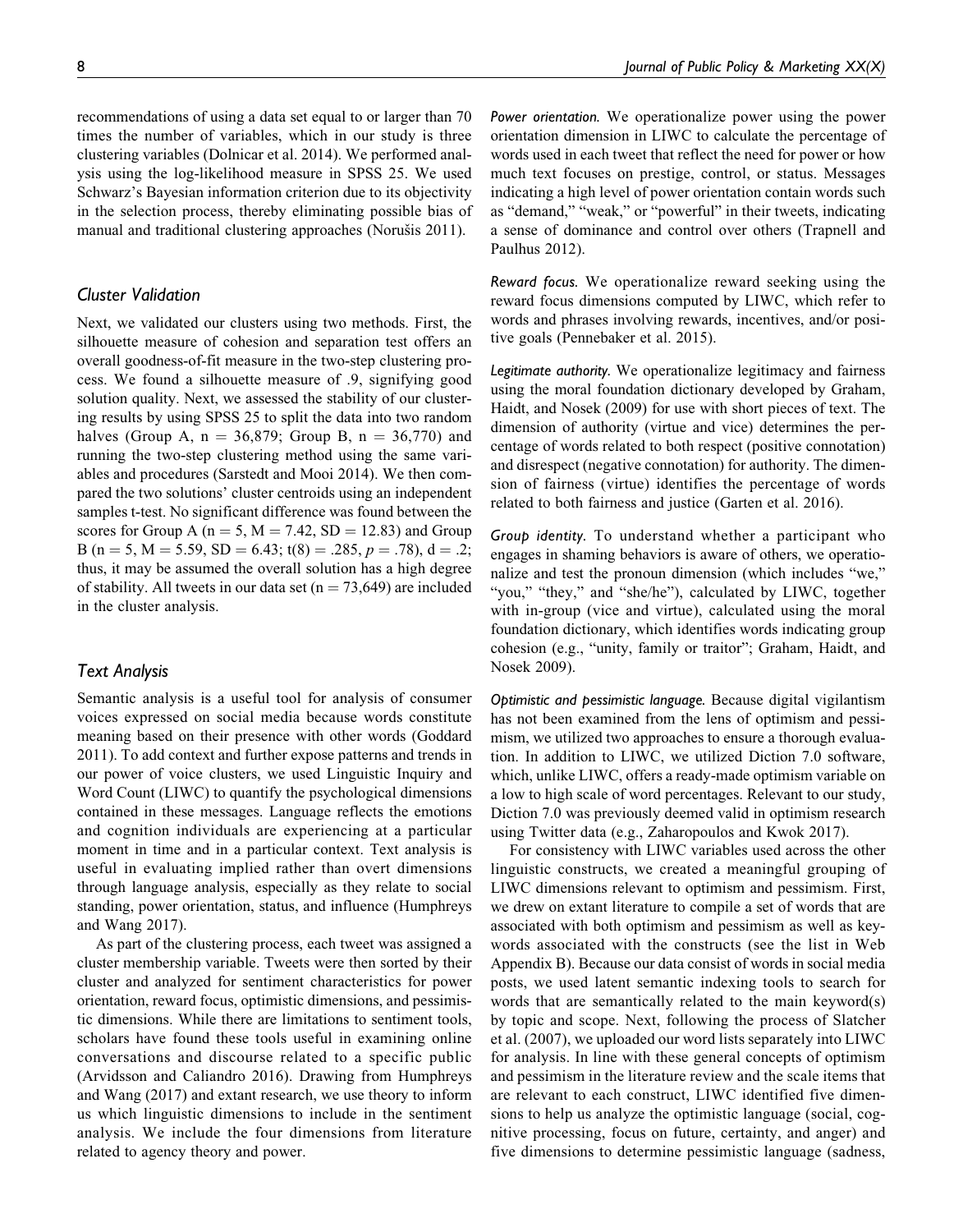recommendations of using a data set equal to or larger than 70 times the number of variables, which in our study is three clustering variables (Dolnicar et al. 2014). We performed analysis using the log-likelihood measure in SPSS 25. We used Schwarz's Bayesian information criterion due to its objectivity in the selection process, thereby eliminating possible bias of manual and traditional clustering approaches (Norušis 2011).

### Cluster Validation

Next, we validated our clusters using two methods. First, the silhouette measure of cohesion and separation test offers an overall goodness-of-fit measure in the two-step clustering process. We found a silhouette measure of .9, signifying good solution quality. Next, we assessed the stability of our clustering results by using SPSS 25 to split the data into two random halves (Group A, $n = 36,879$; Group B, $n = 36,770$) and running the two-step clustering method using the same variables and procedures (Sarstedt and Mooi 2014). We then compared the two solutions' cluster centroids using an independent samples t-test. No significant difference was found between the scores for Group A ($n = 5$, $M = 7.42$, $SD = 12.83$) and Group B ($n = 5$, $M = 5.59$, $SD = 6.43$; $t(8) = .285$, $p = .78$), $d = .2$; thus, it may be assumed the overall solution has a high degree of stability. All tweets in our data set ($n = 73,649$) are included in the cluster analysis.

### Text Analysis

Semantic analysis is a useful tool for analysis of consumer voices expressed on social media because words constitute meaning based on their presence with other words (Goddard 2011). To add context and further expose patterns and trends in our power of voice clusters, we used Linguistic Inquiry and Word Count (LIWC) to quantify the psychological dimensions contained in these messages. Language reflects the emotions and cognition individuals are experiencing at a particular moment in time and in a particular context. Text analysis is useful in evaluating implied rather than overt dimensions through language analysis, especially as they relate to social standing, power orientation, status, and influence (Humphreys and Wang 2017).

As part of the clustering process, each tweet was assigned a cluster membership variable. Tweets were then sorted by their cluster and analyzed for sentiment characteristics for power orientation, reward focus, optimistic dimensions, and pessimistic dimensions. While there are limitations to sentiment tools, scholars have found these tools useful in examining online conversations and discourse related to a specific public (Arvidsson and Caliandro 2016). Drawing from Humphreys and Wang (2017) and extant research, we use theory to inform us which linguistic dimensions to include in the sentiment analysis. We include the four dimensions from literature related to agency theory and power.

*Power orientation.* We operationalize power using the power orientation dimension in LIWC to calculate the percentage of words used in each tweet that reflect the need for power or how much text focuses on prestige, control, or status. Messages indicating a high level of power orientation contain words such as "demand," "weak," or "powerful" in their tweets, indicating a sense of dominance and control over others (Trapnell and Paulhus 2012).

*Reward focus.* We operationalize reward seeking using the reward focus dimensions computed by LIWC, which refer to words and phrases involving rewards, incentives, and/or positive goals (Pennebaker et al. 2015).

*Legitimate authority.* We operationalize legitimacy and fairness using the moral foundation dictionary developed by Graham, Haidt, and Nosek (2009) for use with short pieces of text. The dimension of authority (virtue and vice) determines the percentage of words related to both respect (positive connotation) and disrespect (negative connotation) for authority. The dimension of fairness (virtue) identifies the percentage of words related to both fairness and justice (Garten et al. 2016).

*Group identity.* To understand whether a participant who engages in shaming behaviors is aware of others, we operationalize and test the pronoun dimension (which includes "we," "you," "they," and "she/he"), calculated by LIWC, together with in-group (vice and virtue), calculated using the moral foundation dictionary, which identifies words indicating group cohesion (e.g., "unity, family or traitor"; Graham, Haidt, and Nosek 2009).

*Optimistic and pessimistic language.* Because digital vigilantism has not been examined from the lens of optimism and pessimism, we utilized two approaches to ensure a thorough evaluation. In addition to LIWC, we utilized Diction 7.0 software, which, unlike LIWC, offers a ready-made optimism variable on a low to high scale of word percentages. Relevant to our study, Diction 7.0 was previously deemed valid in optimism research using Twitter data (e.g., Zaharopoulos and Kwok 2017).

For consistency with LIWC variables used across the other linguistic constructs, we created a meaningful grouping of LIWC dimensions relevant to optimism and pessimism. First, we drew on extant literature to compile a set of words that are associated with both optimism and pessimism as well as keywords associated with the constructs (see the list in Web Appendix B). Because our data consist of words in social media posts, we used latent semantic indexing tools to search for words that are semantically related to the main keyword(s) by topic and scope. Next, following the process of Slatcher et al. (2007), we uploaded our word lists separately into LIWC for analysis. In line with these general concepts of optimism and pessimism in the literature review and the scale items that are relevant to each construct, LIWC identified five dimensions to help us analyze the optimistic language (social, cognitive processing, focus on future, certainty, and anger) and five dimensions to determine pessimistic language (sadness,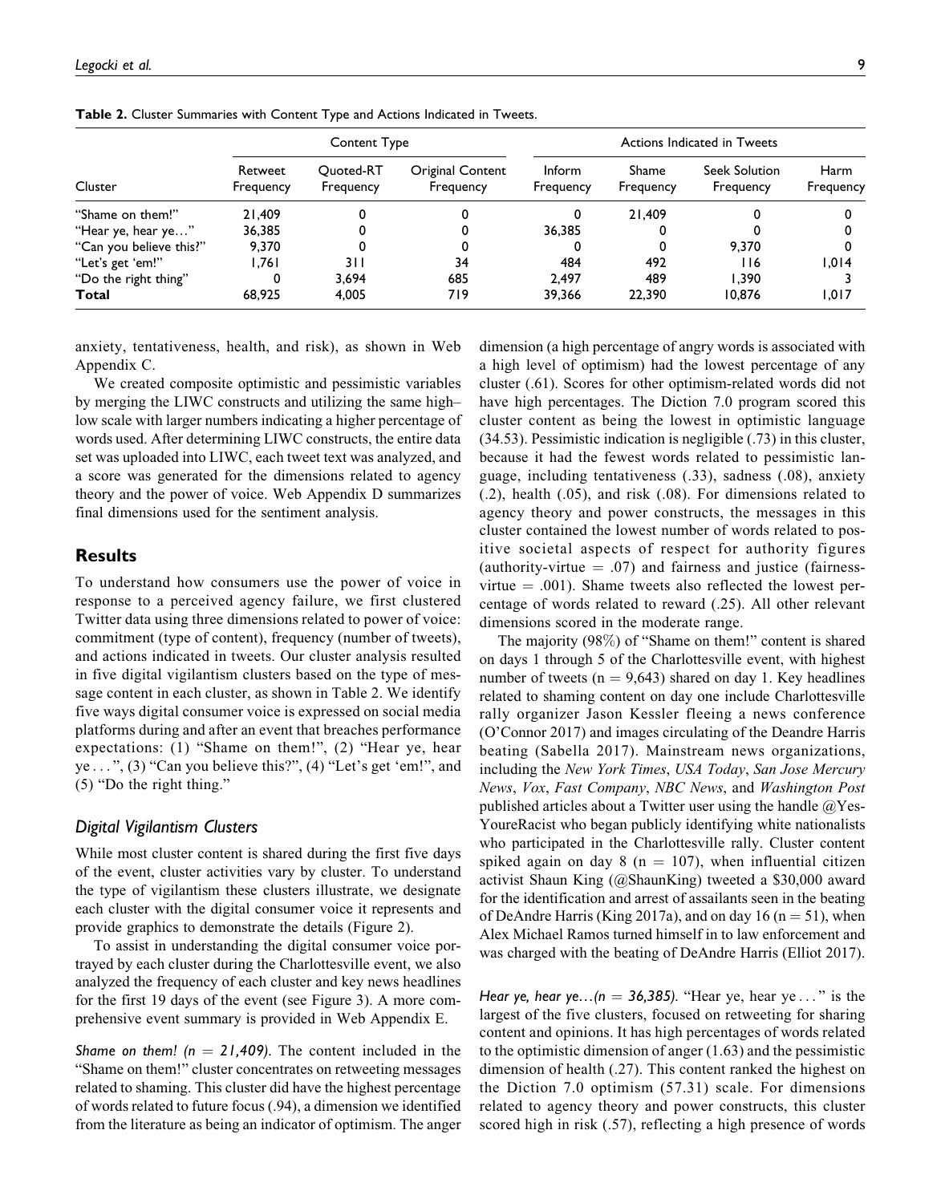**Table 2.** Cluster Summaries with Content Type and Actions Indicated in Tweets.

| Cluster | Content Type | | | Actions Indicated in Tweets | | | |
|---|---|---|---|---|---|---|---|
| | Retweet Frequency | Quoted-RT Frequency | Original Content Frequency | Inform Frequency | Shame Frequency | Seek Solution Frequency | Harm Frequency |
| "Shame on them!" | 21,409 | 0 | 0 | 0 | 21,409 | 0 | 0 |
| "Hear ye, hear ye…" | 36,385 | 0 | 0 | 36,385 | 0 | 0 | 0 |
| "Can you believe this?" | 9,370 | 0 | 0 | 0 | 0 | 9,370 | 0 |
| "Let's get 'em!" | 1,761 | 311 | 34 | 484 | 492 | 116 | 1,014 |
| "Do the right thing" | 0 | 3,694 | 685 | 2,497 | 489 | 1,390 | 3 |
| **Total** | 68,925 | 4,005 | 719 | 39,366 | 22,390 | 10,876 | 1,017 |

anxiety, tentativeness, health, and risk), as shown in Web Appendix C.

We created composite optimistic and pessimistic variables by merging the LIWC constructs and utilizing the same high–low scale with larger numbers indicating a higher percentage of words used. After determining LIWC constructs, the entire data set was uploaded into LIWC, each tweet text was analyzed, and a score was generated for the dimensions related to agency theory and the power of voice. Web Appendix D summarizes final dimensions used for the sentiment analysis.

## Results

To understand how consumers use the power of voice in response to a perceived agency failure, we first clustered Twitter data using three dimensions related to power of voice: commitment (type of content), frequency (number of tweets), and actions indicated in tweets. Our cluster analysis resulted in five digital vigilantism clusters based on the type of message content in each cluster, as shown in Table 2. We identify five ways digital consumer voice is expressed on social media platforms during and after an event that breaches performance expectations: (1) "Shame on them!", (2) "Hear ye, hear ye . . .", (3) "Can you believe this?", (4) "Let's get 'em!", and (5) "Do the right thing."

### *Digital Vigilantism Clusters*

While most cluster content is shared during the first five days of the event, cluster activities vary by cluster. To understand the type of vigilantism these clusters illustrate, we designate each cluster with the digital consumer voice it represents and provide graphics to demonstrate the details (Figure 2).

To assist in understanding the digital consumer voice portrayed by each cluster during the Charlottesville event, we also analyzed the frequency of each cluster and key news headlines for the first 19 days of the event (see Figure 3). A more comprehensive event summary is provided in Web Appendix E.

*Shame on them! (n = 21,409).* The content included in the "Shame on them!" cluster concentrates on retweeting messages related to shaming. This cluster did have the highest percentage of words related to future focus (.94), a dimension we identified from the literature as being an indicator of optimism. The anger dimension (a high percentage of angry words is associated with a high level of optimism) had the lowest percentage of any cluster (.61). Scores for other optimism-related words did not have high percentages. The Diction 7.0 program scored this cluster content as being the lowest in optimistic language (34.53). Pessimistic indication is negligible (.73) in this cluster, because it had the fewest words related to pessimistic language, including tentativeness (.33), sadness (.08), anxiety (.2), health (.05), and risk (.08). For dimensions related to agency theory and power constructs, the messages in this cluster contained the lowest number of words related to positive societal aspects of respect for authority figures (authority-virtue = .07) and fairness and justice (fairness-virtue = .001). Shame tweets also reflected the lowest percentage of words related to reward (.25). All other relevant dimensions scored in the moderate range.

The majority (98%) of "Shame on them!" content is shared on days 1 through 5 of the Charlottesville event, with highest number of tweets (n = 9,643) shared on day 1. Key headlines related to shaming content on day one include Charlottesville rally organizer Jason Kessler fleeing a news conference (O'Connor 2017) and images circulating of the Deandre Harris beating (Sabella 2017). Mainstream news organizations, including the *New York Times*, *USA Today*, *San Jose Mercury News*, *Vox*, *Fast Company*, *NBC News*, and *Washington Post* published articles about a Twitter user using the handle @YesYoureRacist who began publicly identifying white nationalists who participated in the Charlottesville rally. Cluster content spiked again on day 8 (n = 107), when influential citizen activist Shaun King (@ShaunKing) tweeted a $30,000 award for the identification and arrest of assailants seen in the beating of DeAndre Harris (King 2017a), and on day 16 (n = 51), when Alex Michael Ramos turned himself in to law enforcement and was charged with the beating of DeAndre Harris (Elliot 2017).

*Hear ye, hear ye…(n = 36,385).* "Hear ye, hear ye . . ." is the largest of the five clusters, focused on retweeting for sharing content and opinions. It has high percentages of words related to the optimistic dimension of anger (1.63) and the pessimistic dimension of health (.27). This content ranked the highest on the Diction 7.0 optimism (57.31) scale. For dimensions related to agency theory and power constructs, this cluster scored high in risk (.57), reflecting a high presence of words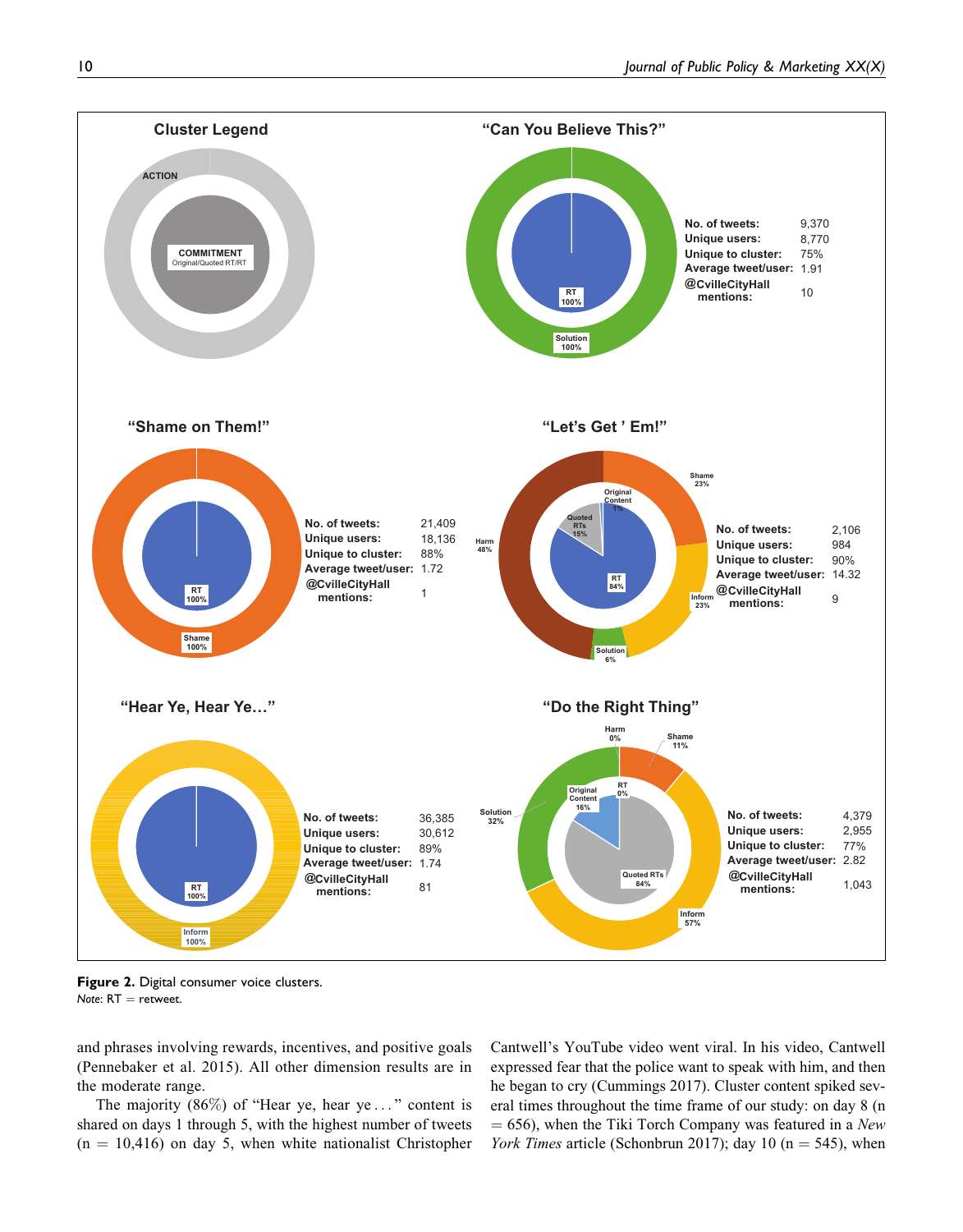**Cluster Legend**: ACTION (outer ring); COMMITMENT — Original/Quoted RT/RT (inner circle)

**"Can You Believe This?"** — Solution 100%; RT 100%

| | |
|---|---|
| No. of tweets: | 9,370 |
| Unique users: | 8,770 |
| Unique to cluster: | 75% |
| Average tweet/user: | 1.91 |
| @CvilleCityHall mentions: | 10 |

**"Shame on Them!"** — Shame 100%; RT 100%

| | |
|---|---|
| No. of tweets: | 21,409 |
| Unique users: | 18,136 |
| Unique to cluster: | 88% |
| Average tweet/user: | 1.72 |
| @CvilleCityHall mentions: | 1 |

**"Let's Get ' Em!"** — Harm 48%; Shame 23%; Inform 23%; Solution 6%; RT 84%; Quoted RTs 15%; Original Content 1%

| | |
|---|---|
| No. of tweets: | 2,106 |
| Unique users: | 984 |
| Unique to cluster: | 90% |
| Average tweet/user: | 14.32 |
| @CvilleCityHall mentions: | 9 |

**"Hear Ye, Hear Ye…"** — Inform 100%; RT 100%

| | |
|---|---|
| No. of tweets: | 36,385 |
| Unique users: | 30,612 |
| Unique to cluster: | 89% |
| Average tweet/user: | 1.74 |
| @CvilleCityHall mentions: | 81 |

**"Do the Right Thing"** — Inform 57%; Solution 32%; Shame 11%; Harm 0%; Quoted RTs 84%; Original Content 16%; RT 0%

| | |
|---|---|
| No. of tweets: | 4,379 |
| Unique users: | 2,955 |
| Unique to cluster: | 77% |
| Average tweet/user: | 2.82 |
| @CvilleCityHall mentions: | 1,043 |

**Figure 2.** Digital consumer voice clusters.
*Note*: RT = retweet.

and phrases involving rewards, incentives, and positive goals (Pennebaker et al. 2015). All other dimension results are in the moderate range.

The majority (86%) of "Hear ye, hear ye . . ." content is shared on days 1 through 5, with the highest number of tweets (n = 10,416) on day 5, when white nationalist Christopher Cantwell's YouTube video went viral. In his video, Cantwell expressed fear that the police want to speak with him, and then he began to cry (Cummings 2017). Cluster content spiked several times throughout the time frame of our study: on day 8 (n = 656), when the Tiki Torch Company was featured in a *New York Times* article (Schonbrun 2017); day 10 (n = 545), when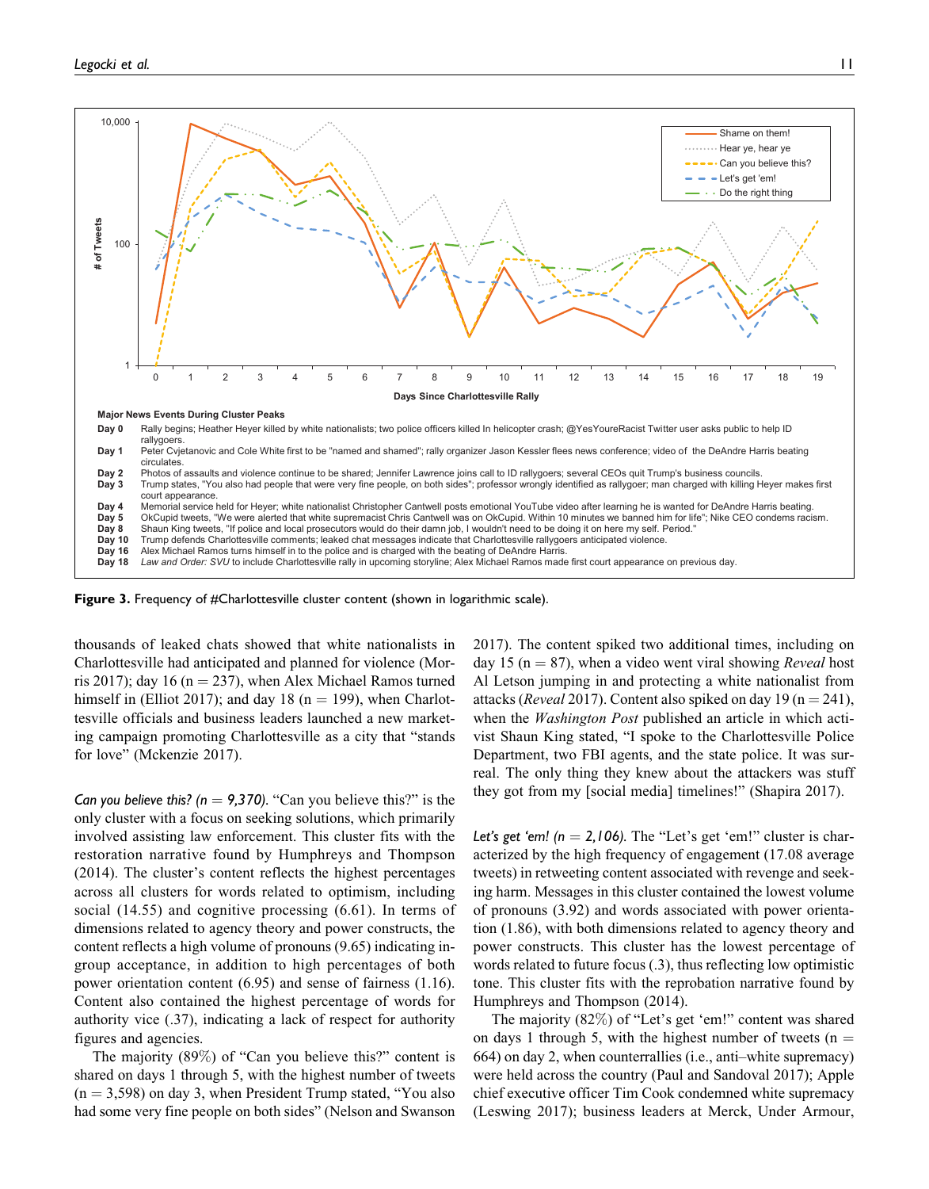Major News Events During Cluster Peaks

**Day 0** Rally begins; Heather Heyer killed by white nationalists; two police officers killed In helicopter crash; @YesYoureRacist Twitter user asks public to help ID rallygoers.
**Day 1** Peter Cvjetanovic and Cole White first to be "named and shamed"; rally organizer Jason Kessler flees news conference; video of the DeAndre Harris beating circulates.
**Day 2** Photos of assaults and violence continue to be shared; Jennifer Lawrence joins call to ID rallygoers; several CEOs quit Trump's business councils.
**Day 3** Trump states, "You also had people that were very fine people, on both sides"; professor wrongly identified as rallygoer; man charged with killing Heyer makes first court appearance.
**Day 4** Memorial service held for Heyer; white nationalist Christopher Cantwell posts emotional YouTube video after learning he is wanted for DeAndre Harris beating.
**Day 5** OkCupid tweets, "We were alerted that white supremacist Chris Cantwell was on OkCupid. Within 10 minutes we banned him for life"; Nike CEO condemns racism.
**Day 8** Shaun King tweets, "If police and local prosecutors would do their damn job, I wouldn't need to be doing it on here my self. Period."
**Day 10** Trump defends Charlottesville comments; leaked chat messages indicate that Charlottesville rallygoers anticipated violence.
**Day 16** Alex Michael Ramos turns himself in to the police and is charged with the beating of DeAndre Harris.
**Day 18** *Law and Order: SVU* to include Charlottesville rally in upcoming storyline; Alex Michael Ramos made first court appearance on previous day.

**Figure 3.** Frequency of #Charlottesville cluster content (shown in logarithmic scale).

thousands of leaked chats showed that white nationalists in Charlottesville had anticipated and planned for violence (Morris 2017); day 16 (n = 237), when Alex Michael Ramos turned himself in (Elliot 2017); and day 18 (n = 199), when Charlottesville officials and business leaders launched a new marketing campaign promoting Charlottesville as a city that "stands for love" (Mckenzie 2017).

*Can you believe this? (n = 9,370).* "Can you believe this?" is the only cluster with a focus on seeking solutions, which primarily involved assisting law enforcement. This cluster fits with the restoration narrative found by Humphreys and Thompson (2014). The cluster's content reflects the highest percentages across all clusters for words related to optimism, including social (14.55) and cognitive processing (6.61). In terms of dimensions related to agency theory and power constructs, the content reflects a high volume of pronouns (9.65) indicating in-group acceptance, in addition to high percentages of both power orientation content (6.95) and sense of fairness (1.16). Content also contained the highest percentage of words for authority vice (.37), indicating a lack of respect for authority figures and agencies.

The majority (89%) of "Can you believe this?" content is shared on days 1 through 5, with the highest number of tweets (n = 3,598) on day 3, when President Trump stated, "You also had some very fine people on both sides" (Nelson and Swanson 2017). The content spiked two additional times, including on day 15 (n = 87), when a video went viral showing *Reveal* host Al Letson jumping in and protecting a white nationalist from attacks (*Reveal* 2017). Content also spiked on day 19 (n = 241), when the *Washington Post* published an article in which activist Shaun King stated, "I spoke to the Charlottesville Police Department, two FBI agents, and the state police. It was surreal. The only thing they knew about the attackers was stuff they got from my [social media] timelines!" (Shapira 2017).

*Let's get 'em! (n = 2,106).* The "Let's get 'em!" cluster is characterized by the high frequency of engagement (17.08 average tweets) in retweeting content associated with revenge and seeking harm. Messages in this cluster contained the lowest volume of pronouns (3.92) and words associated with power orientation (1.86), with both dimensions related to agency theory and power constructs. This cluster has the lowest percentage of words related to future focus (.3), thus reflecting low optimistic tone. This cluster fits with the reprobation narrative found by Humphreys and Thompson (2014).

The majority (82%) of "Let's get 'em!" content was shared on days 1 through 5, with the highest number of tweets (n = 664) on day 2, when counterrallies (i.e., anti–white supremacy) were held across the country (Paul and Sandoval 2017); Apple chief executive officer Tim Cook condemned white supremacy (Leswing 2017); business leaders at Merck, Under Armour,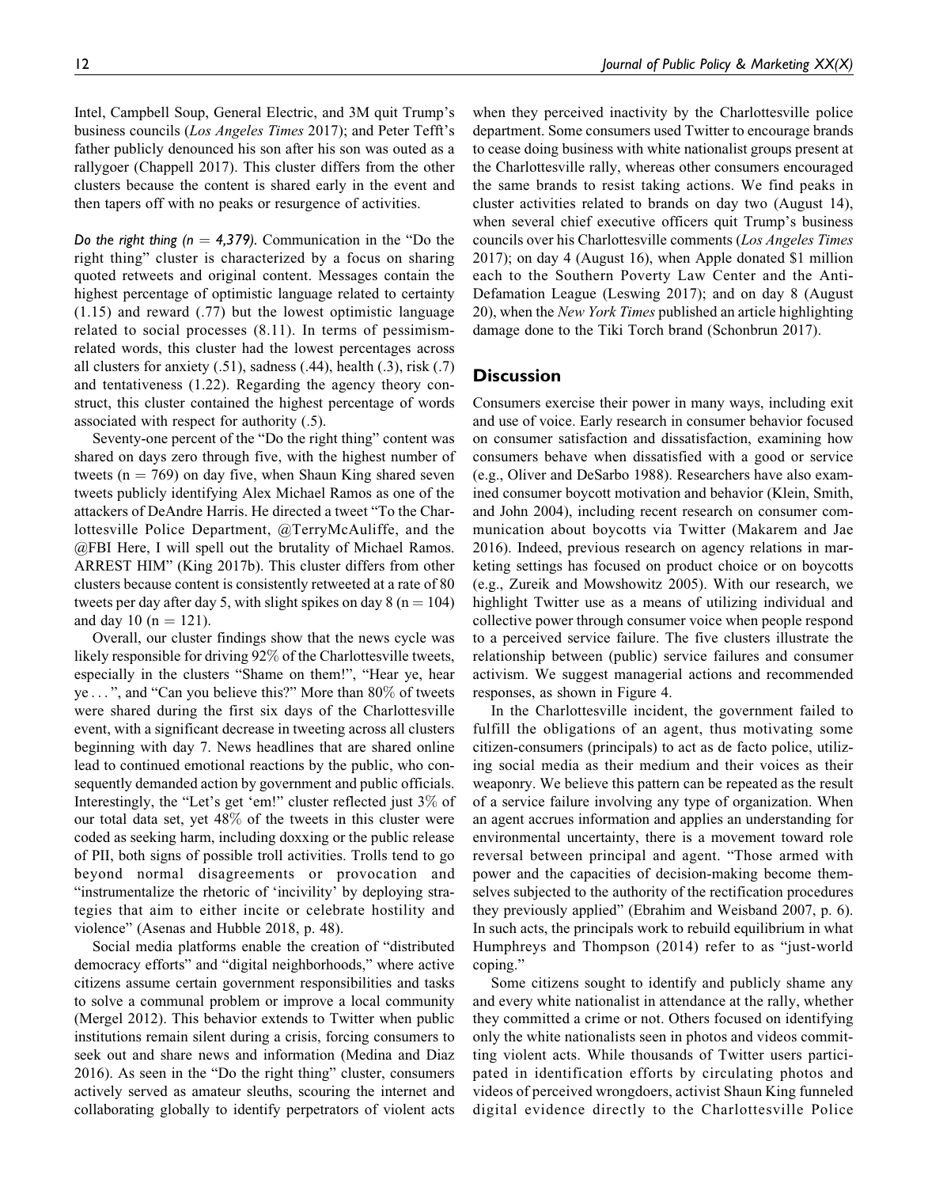Intel, Campbell Soup, General Electric, and 3M quit Trump's business councils (*Los Angeles Times* 2017); and Peter Tefft's father publicly denounced his son after his son was outed as a rallygoer (Chappell 2017). This cluster differs from the other clusters because the content is shared early in the event and then tapers off with no peaks or resurgence of activities.

*Do the right thing (n = 4,379).* Communication in the "Do the right thing" cluster is characterized by a focus on sharing quoted retweets and original content. Messages contain the highest percentage of optimistic language related to certainty (1.15) and reward (.77) but the lowest optimistic language related to social processes (8.11). In terms of pessimism-related words, this cluster had the lowest percentages across all clusters for anxiety (.51), sadness (.44), health (.3), risk (.7) and tentativeness (1.22). Regarding the agency theory construct, this cluster contained the highest percentage of words associated with respect for authority (.5).

Seventy-one percent of the "Do the right thing" content was shared on days zero through five, with the highest number of tweets (n = 769) on day five, when Shaun King shared seven tweets publicly identifying Alex Michael Ramos as one of the attackers of DeAndre Harris. He directed a tweet "To the Charlottesville Police Department, @TerryMcAuliffe, and the @FBI Here, I will spell out the brutality of Michael Ramos. ARREST HIM" (King 2017b). This cluster differs from other clusters because content is consistently retweeted at a rate of 80 tweets per day after day 5, with slight spikes on day 8 (n = 104) and day 10 (n = 121).

Overall, our cluster findings show that the news cycle was likely responsible for driving 92% of the Charlottesville tweets, especially in the clusters "Shame on them!", "Hear ye, hear ye . . . ", and "Can you believe this?" More than 80% of tweets were shared during the first six days of the Charlottesville event, with a significant decrease in tweeting across all clusters beginning with day 7. News headlines that are shared online lead to continued emotional reactions by the public, who consequently demanded action by government and public officials. Interestingly, the "Let's get 'em!" cluster reflected just 3% of our total data set, yet 48% of the tweets in this cluster were coded as seeking harm, including doxxing or the public release of PII, both signs of possible troll activities. Trolls tend to go beyond normal disagreements or provocation and "instrumentalize the rhetoric of 'incivility' by deploying strategies that aim to either incite or celebrate hostility and violence" (Asenas and Hubble 2018, p. 48).

Social media platforms enable the creation of "distributed democracy efforts" and "digital neighborhoods," where active citizens assume certain government responsibilities and tasks to solve a communal problem or improve a local community (Mergel 2012). This behavior extends to Twitter when public institutions remain silent during a crisis, forcing consumers to seek out and share news and information (Medina and Diaz 2016). As seen in the "Do the right thing" cluster, consumers actively served as amateur sleuths, scouring the internet and collaborating globally to identify perpetrators of violent acts when they perceived inactivity by the Charlottesville police department. Some consumers used Twitter to encourage brands to cease doing business with white nationalist groups present at the Charlottesville rally, whereas other consumers encouraged the same brands to resist taking actions. We find peaks in cluster activities related to brands on day two (August 14), when several chief executive officers quit Trump's business councils over his Charlottesville comments (*Los Angeles Times* 2017); on day 4 (August 16), when Apple donated $1 million each to the Southern Poverty Law Center and the Anti-Defamation League (Leswing 2017); and on day 8 (August 20), when the *New York Times* published an article highlighting damage done to the Tiki Torch brand (Schonbrun 2017).

## Discussion

Consumers exercise their power in many ways, including exit and use of voice. Early research in consumer behavior focused on consumer satisfaction and dissatisfaction, examining how consumers behave when dissatisfied with a good or service (e.g., Oliver and DeSarbo 1988). Researchers have also examined consumer boycott motivation and behavior (Klein, Smith, and John 2004), including recent research on consumer communication about boycotts via Twitter (Makarem and Jae 2016). Indeed, previous research on agency relations in marketing settings has focused on product choice or on boycotts (e.g., Zureik and Mowshowitz 2005). With our research, we highlight Twitter use as a means of utilizing individual and collective power through consumer voice when people respond to a perceived service failure. The five clusters illustrate the relationship between (public) service failures and consumer activism. We suggest managerial actions and recommended responses, as shown in Figure 4.

In the Charlottesville incident, the government failed to fulfill the obligations of an agent, thus motivating some citizen-consumers (principals) to act as de facto police, utilizing social media as their medium and their voices as their weaponry. We believe this pattern can be repeated as the result of a service failure involving any type of organization. When an agent accrues information and applies an understanding for environmental uncertainty, there is a movement toward role reversal between principal and agent. "Those armed with power and the capacities of decision-making become themselves subjected to the authority of the rectification procedures they previously applied" (Ebrahim and Weisband 2007, p. 6). In such acts, the principals work to rebuild equilibrium in what Humphreys and Thompson (2014) refer to as "just-world coping."

Some citizens sought to identify and publicly shame any and every white nationalist in attendance at the rally, whether they committed a crime or not. Others focused on identifying only the white nationalists seen in photos and videos committing violent acts. While thousands of Twitter users participated in identification efforts by circulating photos and videos of perceived wrongdoers, activist Shaun King funneled digital evidence directly to the Charlottesville Police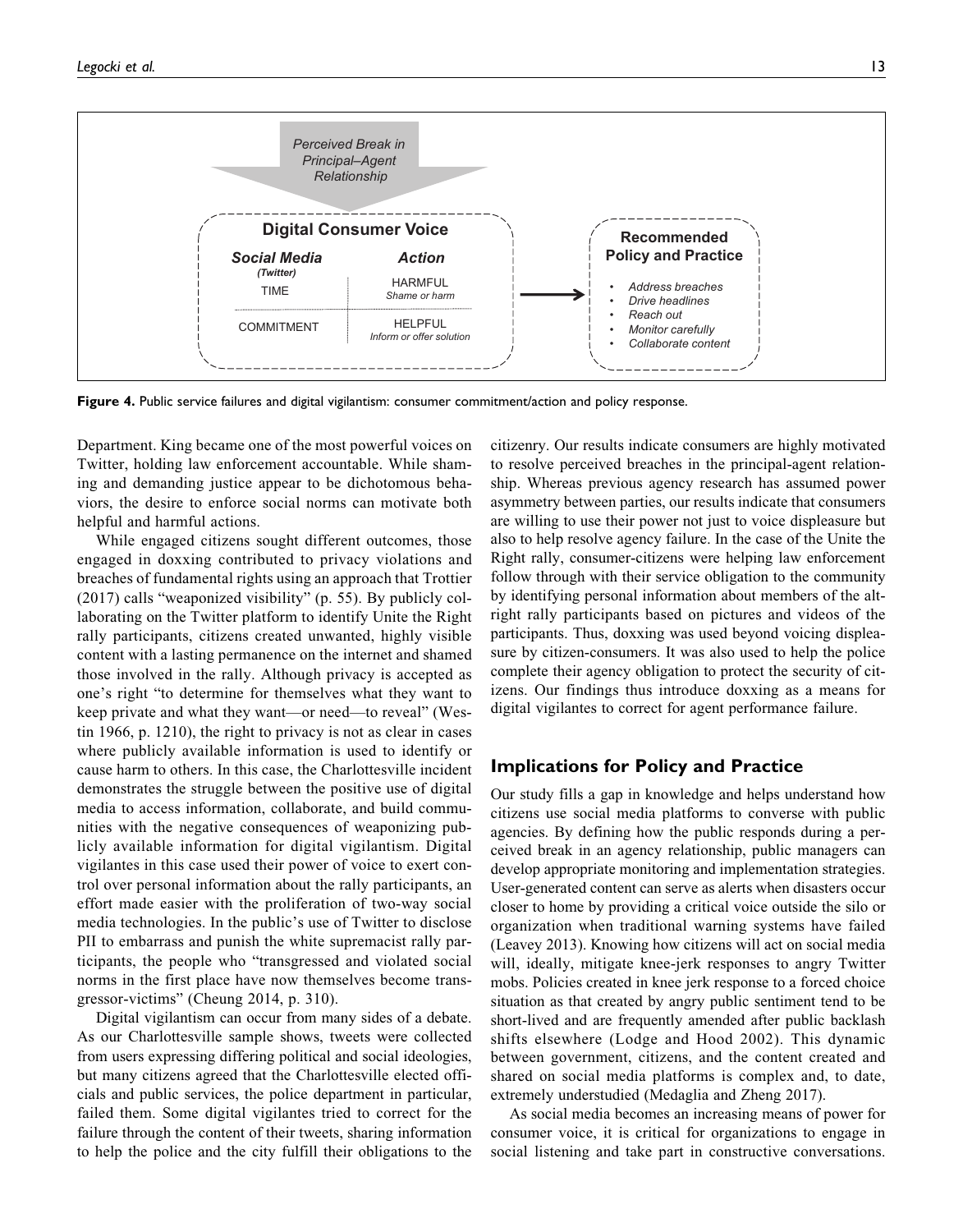Perceived Break in Principal–Agent Relationship

**Digital Consumer Voice**

| *Social Media* (*Twitter*) | *Action* |
| --- | --- |
| TIME | HARMFUL *Shame or harm* |
| COMMITMENT | HELPFUL *Inform or offer solution* |

**Recommended Policy and Practice**

- *Address breaches*
- *Drive headlines*
- *Reach out*
- *Monitor carefully*
- *Collaborate content*

**Figure 4.** Public service failures and digital vigilantism: consumer commitment/action and policy response.

Department. King became one of the most powerful voices on Twitter, holding law enforcement accountable. While shaming and demanding justice appear to be dichotomous behaviors, the desire to enforce social norms can motivate both helpful and harmful actions.

While engaged citizens sought different outcomes, those engaged in doxxing contributed to privacy violations and breaches of fundamental rights using an approach that Trottier (2017) calls "weaponized visibility" (p. 55). By publicly collaborating on the Twitter platform to identify Unite the Right rally participants, citizens created unwanted, highly visible content with a lasting permanence on the internet and shamed those involved in the rally. Although privacy is accepted as one's right "to determine for themselves what they want to keep private and what they want—or need—to reveal" (Westin 1966, p. 1210), the right to privacy is not as clear in cases where publicly available information is used to identify or cause harm to others. In this case, the Charlottesville incident demonstrates the struggle between the positive use of digital media to access information, collaborate, and build communities with the negative consequences of weaponizing publicly available information for digital vigilantism. Digital vigilantes in this case used their power of voice to exert control over personal information about the rally participants, an effort made easier with the proliferation of two-way social media technologies. In the public's use of Twitter to disclose PII to embarrass and punish the white supremacist rally participants, the people who "transgressed and violated social norms in the first place have now themselves become transgressor-victims" (Cheung 2014, p. 310).

Digital vigilantism can occur from many sides of a debate. As our Charlottesville sample shows, tweets were collected from users expressing differing political and social ideologies, but many citizens agreed that the Charlottesville elected officials and public services, the police department in particular, failed them. Some digital vigilantes tried to correct for the failure through the content of their tweets, sharing information to help the police and the city fulfill their obligations to the citizenry. Our results indicate consumers are highly motivated to resolve perceived breaches in the principal-agent relationship. Whereas previous agency research has assumed power asymmetry between parties, our results indicate that consumers are willing to use their power not just to voice displeasure but also to help resolve agency failure. In the case of the Unite the Right rally, consumer-citizens were helping law enforcement follow through with their service obligation to the community by identifying personal information about members of the alt-right rally participants based on pictures and videos of the participants. Thus, doxxing was used beyond voicing displeasure by citizen-consumers. It was also used to help the police complete their agency obligation to protect the security of citizens. Our findings thus introduce doxxing as a means for digital vigilantes to correct for agent performance failure.

## Implications for Policy and Practice

Our study fills a gap in knowledge and helps understand how citizens use social media platforms to converse with public agencies. By defining how the public responds during a perceived break in an agency relationship, public managers can develop appropriate monitoring and implementation strategies. User-generated content can serve as alerts when disasters occur closer to home by providing a critical voice outside the silo or organization when traditional warning systems have failed (Leavey 2013). Knowing how citizens will act on social media will, ideally, mitigate knee-jerk responses to angry Twitter mobs. Policies created in knee jerk response to a forced choice situation as that created by angry public sentiment tend to be short-lived and are frequently amended after public backlash shifts elsewhere (Lodge and Hood 2002). This dynamic between government, citizens, and the content created and shared on social media platforms is complex and, to date, extremely understudied (Medaglia and Zheng 2017).

As social media becomes an increasing means of power for consumer voice, it is critical for organizations to engage in social listening and take part in constructive conversations.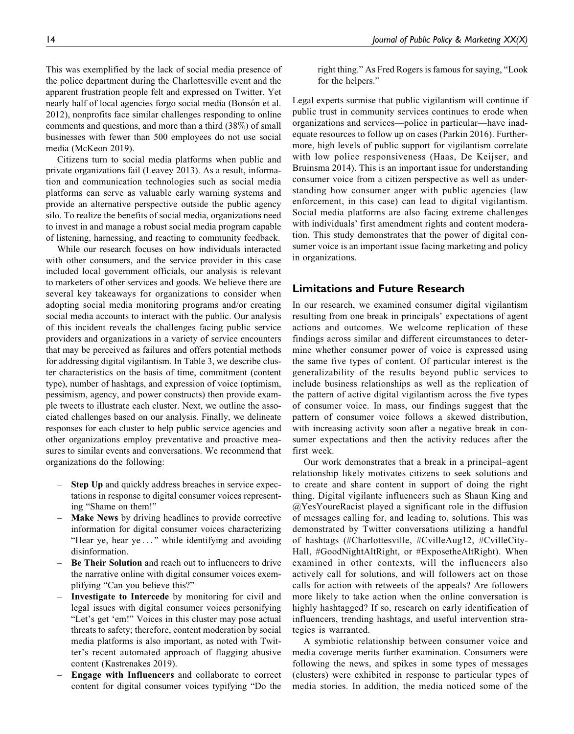This was exemplified by the lack of social media presence of the police department during the Charlottesville event and the apparent frustration people felt and expressed on Twitter. Yet nearly half of local agencies forgo social media (Bonsón et al. 2012), nonprofits face similar challenges responding to online comments and questions, and more than a third (38%) of small businesses with fewer than 500 employees do not use social media (McKeon 2019).

Citizens turn to social media platforms when public and private organizations fail (Leavey 2013). As a result, information and communication technologies such as social media platforms can serve as valuable early warning systems and provide an alternative perspective outside the public agency silo. To realize the benefits of social media, organizations need to invest in and manage a robust social media program capable of listening, harnessing, and reacting to community feedback.

While our research focuses on how individuals interacted with other consumers, and the service provider in this case included local government officials, our analysis is relevant to marketers of other services and goods. We believe there are several key takeaways for organizations to consider when adopting social media monitoring programs and/or creating social media accounts to interact with the public. Our analysis of this incident reveals the challenges facing public service providers and organizations in a variety of service encounters that may be perceived as failures and offers potential methods for addressing digital vigilantism. In Table 3, we describe cluster characteristics on the basis of time, commitment (content type), number of hashtags, and expression of voice (optimism, pessimism, agency, and power constructs) then provide example tweets to illustrate each cluster. Next, we outline the associated challenges based on our analysis. Finally, we delineate responses for each cluster to help public service agencies and other organizations employ preventative and proactive measures to similar events and conversations. We recommend that organizations do the following:

- **Step Up** and quickly address breaches in service expectations in response to digital consumer voices representing "Shame on them!"
- **Make News** by driving headlines to provide corrective information for digital consumer voices characterizing "Hear ye, hear ye . . . " while identifying and avoiding disinformation.
- **Be Their Solution** and reach out to influencers to drive the narrative online with digital consumer voices exemplifying "Can you believe this?"
- **Investigate to Intercede** by monitoring for civil and legal issues with digital consumer voices personifying "Let's get 'em!" Voices in this cluster may pose actual threats to safety; therefore, content moderation by social media platforms is also important, as noted with Twitter's recent automated approach of flagging abusive content (Kastrenakes 2019).
- **Engage with Influencers** and collaborate to correct content for digital consumer voices typifying "Do the right thing." As Fred Rogers is famous for saying, "Look for the helpers."

Legal experts surmise that public vigilantism will continue if public trust in community services continues to erode when organizations and services—police in particular—have inadequate resources to follow up on cases (Parkin 2016). Furthermore, high levels of public support for vigilantism correlate with low police responsiveness (Haas, De Keijser, and Bruinsma 2014). This is an important issue for understanding consumer voice from a citizen perspective as well as understanding how consumer anger with public agencies (law enforcement, in this case) can lead to digital vigilantism. Social media platforms are also facing extreme challenges with individuals' first amendment rights and content moderation. This study demonstrates that the power of digital consumer voice is an important issue facing marketing and policy in organizations.

## Limitations and Future Research

In our research, we examined consumer digital vigilantism resulting from one break in principals' expectations of agent actions and outcomes. We welcome replication of these findings across similar and different circumstances to determine whether consumer power of voice is expressed using the same five types of content. Of particular interest is the generalizability of the results beyond public services to include business relationships as well as the replication of the pattern of active digital vigilantism across the five types of consumer voice. In mass, our findings suggest that the pattern of consumer voice follows a skewed distribution, with increasing activity soon after a negative break in consumer expectations and then the activity reduces after the first week.

Our work demonstrates that a break in a principal–agent relationship likely motivates citizens to seek solutions and to create and share content in support of doing the right thing. Digital vigilante influencers such as Shaun King and @YesYoureRacist played a significant role in the diffusion of messages calling for, and leading to, solutions. This was demonstrated by Twitter conversations utilizing a handful of hashtags (#Charlottesville, #CvilleAug12, #CvilleCityHall, #GoodNightAltRight, or #ExposetheAltRight). When examined in other contexts, will the influencers also actively call for solutions, and will followers act on those calls for action with retweets of the appeals? Are followers more likely to take action when the online conversation is highly hashtagged? If so, research on early identification of influencers, trending hashtags, and useful intervention strategies is warranted.

A symbiotic relationship between consumer voice and media coverage merits further examination. Consumers were following the news, and spikes in some types of messages (clusters) were exhibited in response to particular types of media stories. In addition, the media noticed some of the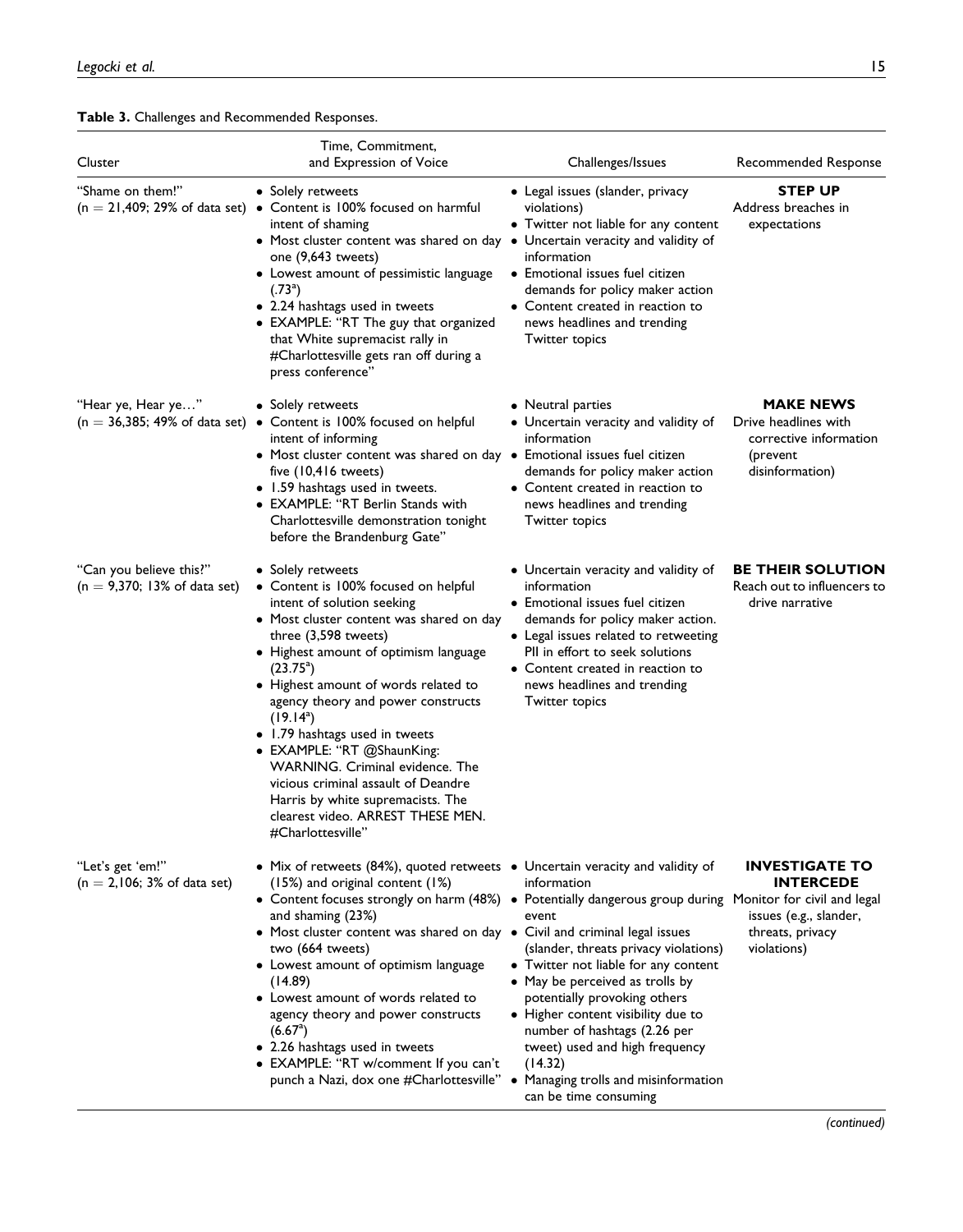**Table 3.** Challenges and Recommended Responses.

| Cluster | Time, Commitment, and Expression of Voice | Challenges/Issues | Recommended Response |
|---|---|---|---|
| "Shame on them!" (n = 21,409; 29% of data set) | • Solely retweets<br>• Content is 100% focused on harmful intent of shaming<br>• Most cluster content was shared on day one (9,643 tweets)<br>• Lowest amount of pessimistic language (.73[a])<br>• 2.24 hashtags used in tweets<br>• EXAMPLE: "RT The guy that organized that White supremacist rally in #Charlottesville gets ran off during a press conference" | • Legal issues (slander, privacy violations)<br>• Twitter not liable for any content<br>• Uncertain veracity and validity of information<br>• Emotional issues fuel citizen demands for policy maker action<br>• Content created in reaction to news headlines and trending Twitter topics | **STEP UP**<br>Address breaches in expectations |
| "Hear ye, Hear ye…" (n = 36,385; 49% of data set) | • Solely retweets<br>• Content is 100% focused on helpful intent of informing<br>• Most cluster content was shared on day five (10,416 tweets)<br>• 1.59 hashtags used in tweets.<br>• EXAMPLE: "RT Berlin Stands with Charlottesville demonstration tonight before the Brandenburg Gate" | • Neutral parties<br>• Uncertain veracity and validity of information<br>• Emotional issues fuel citizen demands for policy maker action<br>• Content created in reaction to news headlines and trending Twitter topics | **MAKE NEWS**<br>Drive headlines with corrective information (prevent disinformation) |
| "Can you believe this?" (n = 9,370; 13% of data set) | • Solely retweets<br>• Content is 100% focused on helpful intent of solution seeking<br>• Most cluster content was shared on day three (3,598 tweets)<br>• Highest amount of optimism language (23.75[a])<br>• Highest amount of words related to agency theory and power constructs (19.14[a])<br>• 1.79 hashtags used in tweets<br>• EXAMPLE: "RT @ShaunKing: WARNING. Criminal evidence. The vicious criminal assault of Deandre Harris by white supremacists. The clearest video. ARREST THESE MEN. #Charlottesville" | • Uncertain veracity and validity of information<br>• Emotional issues fuel citizen demands for policy maker action.<br>• Legal issues related to retweeting PII in effort to seek solutions<br>• Content created in reaction to news headlines and trending Twitter topics | **BE THEIR SOLUTION**<br>Reach out to influencers to drive narrative |
| "Let's get 'em!" (n = 2,106; 3% of data set) | • Mix of retweets (84%), quoted retweets (15%) and original content (1%)<br>• Content focuses strongly on harm (48%) and shaming (23%)<br>• Most cluster content was shared on day two (664 tweets)<br>• Lowest amount of optimism language (14.89)<br>• Lowest amount of words related to agency theory and power constructs (6.67[a])<br>• 2.26 hashtags used in tweets<br>• EXAMPLE: "RT w/comment If you can't punch a Nazi, dox one #Charlottesville" | • Uncertain veracity and validity of information<br>• Potentially dangerous group during event<br>• Civil and criminal legal issues (slander, threats privacy violations)<br>• Twitter not liable for any content<br>• May be perceived as trolls by potentially provoking others<br>• Higher content visibility due to number of hashtags (2.26 per tweet) used and high frequency (14.32)<br>• Managing trolls and misinformation can be time consuming | **INVESTIGATE TO INTERCEDE**<br>Monitor for civil and legal issues (e.g., slander, threats, privacy violations) |

*(continued)*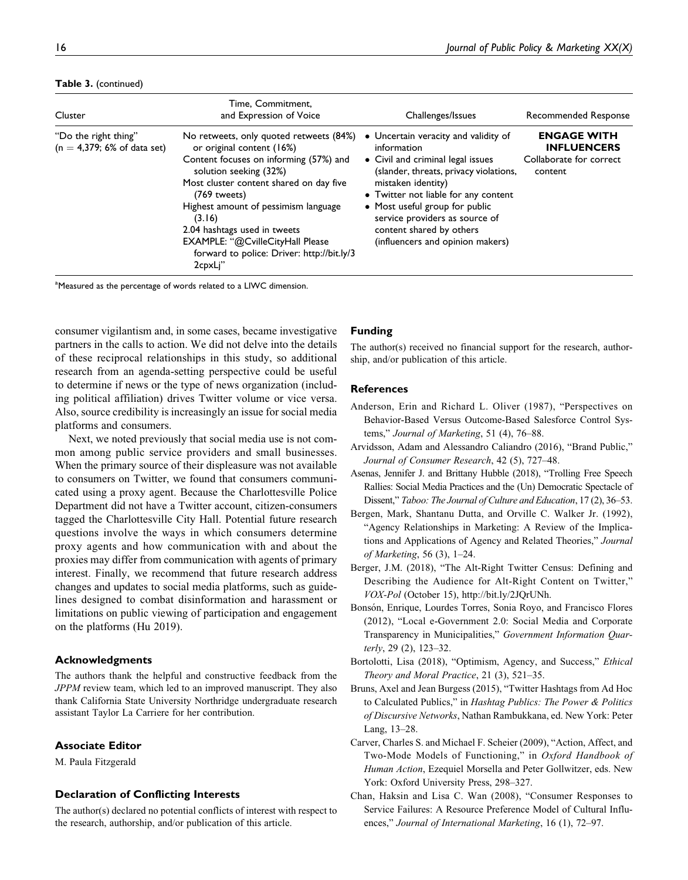**Table 3.** (continued)

| Cluster | Time, Commitment, and Expression of Voice | Challenges/Issues | Recommended Response |
|---|---|---|---|
| "Do the right thing" (n = 4,379; 6% of data set) | No retweets, only quoted retweets (84%) or original content (16%)<br>Content focuses on informing (57%) and solution seeking (32%)<br>Most cluster content shared on day five (769 tweets)<br>Highest amount of pessimism language (3.16)<br>2.04 hashtags used in tweets<br>EXAMPLE: "@CvilleCityHall Please forward to police: Driver: http://bit.ly/32cpxLj" | • Uncertain veracity and validity of information<br>• Civil and criminal legal issues (slander, threats, privacy violations, mistaken identity)<br>• Twitter not liable for any content<br>• Most useful group for public service providers as source of content shared by others (influencers and opinion makers) | **ENGAGE WITH INFLUENCERS**<br>Collaborate for correct content |

[a]Measured as the percentage of words related to a LIWC dimension.

consumer vigilantism and, in some cases, became investigative partners in the calls to action. We did not delve into the details of these reciprocal relationships in this study, so additional research from an agenda-setting perspective could be useful to determine if news or the type of news organization (including political affiliation) drives Twitter volume or vice versa. Also, source credibility is increasingly an issue for social media platforms and consumers.

Next, we noted previously that social media use is not common among public service providers and small businesses. When the primary source of their displeasure was not available to consumers on Twitter, we found that consumers communicated using a proxy agent. Because the Charlottesville Police Department did not have a Twitter account, citizen-consumers tagged the Charlottesville City Hall. Potential future research questions involve the ways in which consumers determine proxy agents and how communication with and about the proxies may differ from communication with agents of primary interest. Finally, we recommend that future research address changes and updates to social media platforms, such as guidelines designed to combat disinformation and harassment or limitations on public viewing of participation and engagement on the platforms (Hu 2019).

### Acknowledgments

The authors thank the helpful and constructive feedback from the *JPPM* review team, which led to an improved manuscript. They also thank California State University Northridge undergraduate research assistant Taylor La Carriere for her contribution.

### Associate Editor

M. Paula Fitzgerald

### Declaration of Conflicting Interests

The author(s) declared no potential conflicts of interest with respect to the research, authorship, and/or publication of this article.

### Funding

The author(s) received no financial support for the research, authorship, and/or publication of this article.

### References

Anderson, Erin and Richard L. Oliver (1987), "Perspectives on Behavior-Based Versus Outcome-Based Salesforce Control Systems," *Journal of Marketing*, 51 (4), 76–88.

Arvidsson, Adam and Alessandro Caliandro (2016), "Brand Public," *Journal of Consumer Research*, 42 (5), 727–48.

Asenas, Jennifer J. and Brittany Hubble (2018), "Trolling Free Speech Rallies: Social Media Practices and the (Un) Democratic Spectacle of Dissent," *Taboo: The Journal of Culture and Education*, 17 (2), 36–53.

Bergen, Mark, Shantanu Dutta, and Orville C. Walker Jr. (1992), "Agency Relationships in Marketing: A Review of the Implications and Applications of Agency and Related Theories," *Journal of Marketing*, 56 (3), 1–24.

Berger, J.M. (2018), "The Alt-Right Twitter Census: Defining and Describing the Audience for Alt-Right Content on Twitter," *VOX-Pol* (October 15), http://bit.ly/2JQrUNh.

Bonsón, Enrique, Lourdes Torres, Sonia Royo, and Francisco Flores (2012), "Local e-Government 2.0: Social Media and Corporate Transparency in Municipalities," *Government Information Quarterly*, 29 (2), 123–32.

Bortolotti, Lisa (2018), "Optimism, Agency, and Success," *Ethical Theory and Moral Practice*, 21 (3), 521–35.

Bruns, Axel and Jean Burgess (2015), "Twitter Hashtags from Ad Hoc to Calculated Publics," in *Hashtag Publics: The Power & Politics of Discursive Networks*, Nathan Rambukkana, ed. New York: Peter Lang, 13–28.

Carver, Charles S. and Michael F. Scheier (2009), "Action, Affect, and Two-Mode Models of Functioning," in *Oxford Handbook of Human Action*, Ezequiel Morsella and Peter Gollwitzer, eds. New York: Oxford University Press, 298–327.

Chan, Haksin and Lisa C. Wan (2008), "Consumer Responses to Service Failures: A Resource Preference Model of Cultural Influences," *Journal of International Marketing*, 16 (1), 72–97.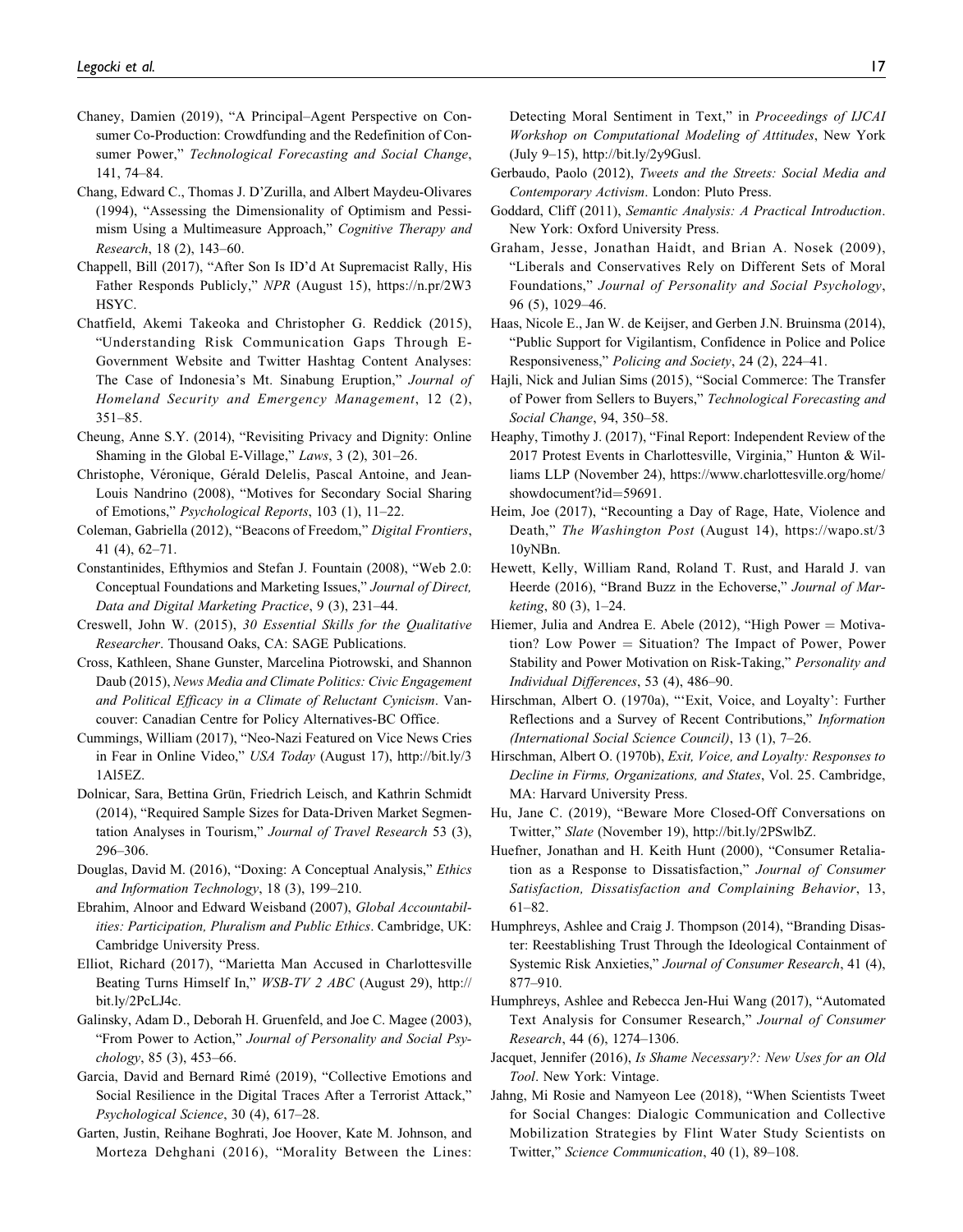Chaney, Damien (2019), "A Principal–Agent Perspective on Consumer Co-Production: Crowdfunding and the Redefinition of Consumer Power," *Technological Forecasting and Social Change*, 141, 74–84.

Chang, Edward C., Thomas J. D'Zurilla, and Albert Maydeu-Olivares (1994), "Assessing the Dimensionality of Optimism and Pessimism Using a Multimeasure Approach," *Cognitive Therapy and Research*, 18 (2), 143–60.

Chappell, Bill (2017), "After Son Is ID'd At Supremacist Rally, His Father Responds Publicly," *NPR* (August 15), https://n.pr/2W3HSYC.

Chatfield, Akemi Takeoka and Christopher G. Reddick (2015), "Understanding Risk Communication Gaps Through E-Government Website and Twitter Hashtag Content Analyses: The Case of Indonesia's Mt. Sinabung Eruption," *Journal of Homeland Security and Emergency Management*, 12 (2), 351–85.

Cheung, Anne S.Y. (2014), "Revisiting Privacy and Dignity: Online Shaming in the Global E-Village," *Laws*, 3 (2), 301–26.

Christophe, Véronique, Gérald Delelis, Pascal Antoine, and Jean-Louis Nandrino (2008), "Motives for Secondary Social Sharing of Emotions," *Psychological Reports*, 103 (1), 11–22.

Coleman, Gabriella (2012), "Beacons of Freedom," *Digital Frontiers*, 41 (4), 62–71.

Constantinides, Efthymios and Stefan J. Fountain (2008), "Web 2.0: Conceptual Foundations and Marketing Issues," *Journal of Direct, Data and Digital Marketing Practice*, 9 (3), 231–44.

Creswell, John W. (2015), *30 Essential Skills for the Qualitative Researcher*. Thousand Oaks, CA: SAGE Publications.

Cross, Kathleen, Shane Gunster, Marcelina Piotrowski, and Shannon Daub (2015), *News Media and Climate Politics: Civic Engagement and Political Efficacy in a Climate of Reluctant Cynicism*. Vancouver: Canadian Centre for Policy Alternatives-BC Office.

Cummings, William (2017), "Neo-Nazi Featured on Vice News Cries in Fear in Online Video," *USA Today* (August 17), http://bit.ly/31Al5EZ.

Dolnicar, Sara, Bettina Grün, Friedrich Leisch, and Kathrin Schmidt (2014), "Required Sample Sizes for Data-Driven Market Segmentation Analyses in Tourism," *Journal of Travel Research* 53 (3), 296–306.

Douglas, David M. (2016), "Doxing: A Conceptual Analysis," *Ethics and Information Technology*, 18 (3), 199–210.

Ebrahim, Alnoor and Edward Weisband (2007), *Global Accountabilities: Participation, Pluralism and Public Ethics*. Cambridge, UK: Cambridge University Press.

Elliot, Richard (2017), "Marietta Man Accused in Charlottesville Beating Turns Himself In," *WSB-TV 2 ABC* (August 29), http://bit.ly/2PcLJ4c.

Galinsky, Adam D., Deborah H. Gruenfeld, and Joe C. Magee (2003), "From Power to Action," *Journal of Personality and Social Psychology*, 85 (3), 453–66.

Garcia, David and Bernard Rimé (2019), "Collective Emotions and Social Resilience in the Digital Traces After a Terrorist Attack," *Psychological Science*, 30 (4), 617–28.

Garten, Justin, Reihane Boghrati, Joe Hoover, Kate M. Johnson, and Morteza Dehghani (2016), "Morality Between the Lines: Detecting Moral Sentiment in Text," in *Proceedings of IJCAI Workshop on Computational Modeling of Attitudes*, New York (July 9–15), http://bit.ly/2y9Gusl.

Gerbaudo, Paolo (2012), *Tweets and the Streets: Social Media and Contemporary Activism*. London: Pluto Press.

Goddard, Cliff (2011), *Semantic Analysis: A Practical Introduction*. New York: Oxford University Press.

Graham, Jesse, Jonathan Haidt, and Brian A. Nosek (2009), "Liberals and Conservatives Rely on Different Sets of Moral Foundations," *Journal of Personality and Social Psychology*, 96 (5), 1029–46.

Haas, Nicole E., Jan W. de Keijser, and Gerben J.N. Bruinsma (2014), "Public Support for Vigilantism, Confidence in Police and Police Responsiveness," *Policing and Society*, 24 (2), 224–41.

Hajli, Nick and Julian Sims (2015), "Social Commerce: The Transfer of Power from Sellers to Buyers," *Technological Forecasting and Social Change*, 94, 350–58.

Heaphy, Timothy J. (2017), "Final Report: Independent Review of the 2017 Protest Events in Charlottesville, Virginia," Hunton & Williams LLP (November 24), https://www.charlottesville.org/home/showdocument?id=59691.

Heim, Joe (2017), "Recounting a Day of Rage, Hate, Violence and Death," *The Washington Post* (August 14), https://wapo.st/310yNBn.

Hewett, Kelly, William Rand, Roland T. Rust, and Harald J. van Heerde (2016), "Brand Buzz in the Echoverse," *Journal of Marketing*, 80 (3), 1–24.

Hiemer, Julia and Andrea E. Abele (2012), "High Power = Motivation? Low Power = Situation? The Impact of Power, Power Stability and Power Motivation on Risk-Taking," *Personality and Individual Differences*, 53 (4), 486–90.

Hirschman, Albert O. (1970a), "'Exit, Voice, and Loyalty': Further Reflections and a Survey of Recent Contributions," *Information (International Social Science Council)*, 13 (1), 7–26.

Hirschman, Albert O. (1970b), *Exit, Voice, and Loyalty: Responses to Decline in Firms, Organizations, and States*, Vol. 25. Cambridge, MA: Harvard University Press.

Hu, Jane C. (2019), "Beware More Closed-Off Conversations on Twitter," *Slate* (November 19), http://bit.ly/2PSwlbZ.

Huefner, Jonathan and H. Keith Hunt (2000), "Consumer Retaliation as a Response to Dissatisfaction," *Journal of Consumer Satisfaction, Dissatisfaction and Complaining Behavior*, 13, 61–82.

Humphreys, Ashlee and Craig J. Thompson (2014), "Branding Disaster: Reestablishing Trust Through the Ideological Containment of Systemic Risk Anxieties," *Journal of Consumer Research*, 41 (4), 877–910.

Humphreys, Ashlee and Rebecca Jen-Hui Wang (2017), "Automated Text Analysis for Consumer Research," *Journal of Consumer Research*, 44 (6), 1274–1306.

Jacquet, Jennifer (2016), *Is Shame Necessary?: New Uses for an Old Tool*. New York: Vintage.

Jahng, Mi Rosie and Namyeon Lee (2018), "When Scientists Tweet for Social Changes: Dialogic Communication and Collective Mobilization Strategies by Flint Water Study Scientists on Twitter," *Science Communication*, 40 (1), 89–108.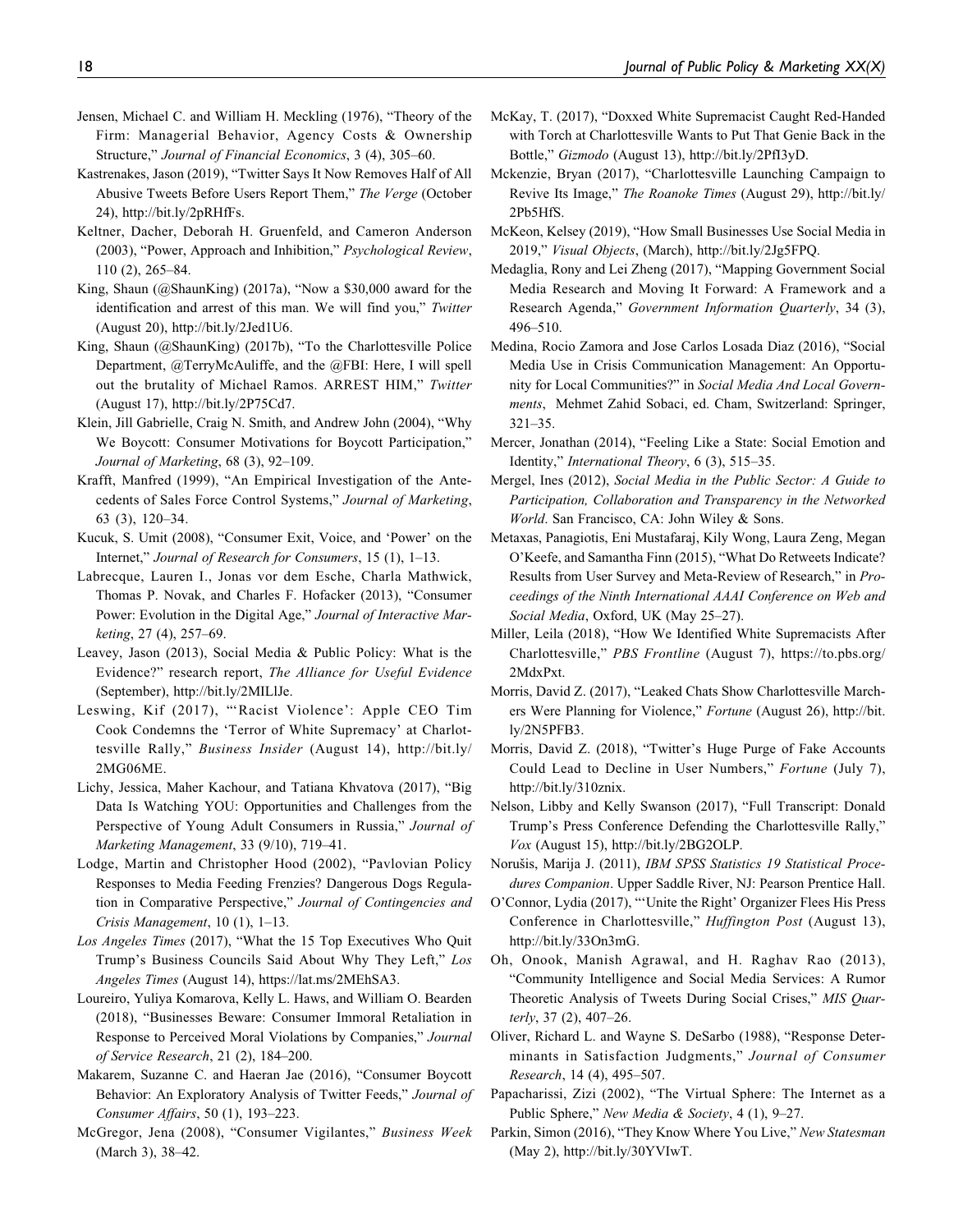Jensen, Michael C. and William H. Meckling (1976), "Theory of the Firm: Managerial Behavior, Agency Costs & Ownership Structure," *Journal of Financial Economics*, 3 (4), 305–60.

Kastrenakes, Jason (2019), "Twitter Says It Now Removes Half of All Abusive Tweets Before Users Report Them," *The Verge* (October 24), http://bit.ly/2pRHfFs.

Keltner, Dacher, Deborah H. Gruenfeld, and Cameron Anderson (2003), "Power, Approach and Inhibition," *Psychological Review*, 110 (2), 265–84.

King, Shaun (@ShaunKing) (2017a), "Now a $30,000 award for the identification and arrest of this man. We will find you," *Twitter* (August 20), http://bit.ly/2Jed1U6.

King, Shaun (@ShaunKing) (2017b), "To the Charlottesville Police Department, @TerryMcAuliffe, and the @FBI: Here, I will spell out the brutality of Michael Ramos. ARREST HIM," *Twitter* (August 17), http://bit.ly/2P75Cd7.

Klein, Jill Gabrielle, Craig N. Smith, and Andrew John (2004), "Why We Boycott: Consumer Motivations for Boycott Participation," *Journal of Marketing*, 68 (3), 92–109.

Krafft, Manfred (1999), "An Empirical Investigation of the Antecedents of Sales Force Control Systems," *Journal of Marketing*, 63 (3), 120–34.

Kucuk, S. Umit (2008), "Consumer Exit, Voice, and 'Power' on the Internet," *Journal of Research for Consumers*, 15 (1), 1–13.

Labrecque, Lauren I., Jonas vor dem Esche, Charla Mathwick, Thomas P. Novak, and Charles F. Hofacker (2013), "Consumer Power: Evolution in the Digital Age," *Journal of Interactive Marketing*, 27 (4), 257–69.

Leavey, Jason (2013), Social Media & Public Policy: What is the Evidence?" research report, *The Alliance for Useful Evidence* (September), http://bit.ly/2MILlJe.

Leswing, Kif (2017), "'Racist Violence': Apple CEO Tim Cook Condemns the 'Terror of White Supremacy' at Charlottesville Rally," *Business Insider* (August 14), http://bit.ly/2MG06ME.

Lichy, Jessica, Maher Kachour, and Tatiana Khvatova (2017), "Big Data Is Watching YOU: Opportunities and Challenges from the Perspective of Young Adult Consumers in Russia," *Journal of Marketing Management*, 33 (9/10), 719–41.

Lodge, Martin and Christopher Hood (2002), "Pavlovian Policy Responses to Media Feeding Frenzies? Dangerous Dogs Regulation in Comparative Perspective," *Journal of Contingencies and Crisis Management*, 10 (1), 1–13.

*Los Angeles Times* (2017), "What the 15 Top Executives Who Quit Trump's Business Councils Said About Why They Left," *Los Angeles Times* (August 14), https://lat.ms/2MEhSA3.

Loureiro, Yuliya Komarova, Kelly L. Haws, and William O. Bearden (2018), "Businesses Beware: Consumer Immoral Retaliation in Response to Perceived Moral Violations by Companies," *Journal of Service Research*, 21 (2), 184–200.

Makarem, Suzanne C. and Haeran Jae (2016), "Consumer Boycott Behavior: An Exploratory Analysis of Twitter Feeds," *Journal of Consumer Affairs*, 50 (1), 193–223.

McGregor, Jena (2008), "Consumer Vigilantes," *Business Week* (March 3), 38–42.

McKay, T. (2017), "Doxxed White Supremacist Caught Red-Handed with Torch at Charlottesville Wants to Put That Genie Back in the Bottle," *Gizmodo* (August 13), http://bit.ly/2Pfl3yD.

Mckenzie, Bryan (2017), "Charlottesville Launching Campaign to Revive Its Image," *The Roanoke Times* (August 29), http://bit.ly/2Pb5HfS.

McKeon, Kelsey (2019), "How Small Businesses Use Social Media in 2019," *Visual Objects*, (March), http://bit.ly/2Jg5FPQ.

Medaglia, Rony and Lei Zheng (2017), "Mapping Government Social Media Research and Moving It Forward: A Framework and a Research Agenda," *Government Information Quarterly*, 34 (3), 496–510.

Medina, Rocio Zamora and Jose Carlos Losada Diaz (2016), "Social Media Use in Crisis Communication Management: An Opportunity for Local Communities?" in *Social Media And Local Governments*, Mehmet Zahid Sobaci, ed. Cham, Switzerland: Springer, 321–35.

Mercer, Jonathan (2014), "Feeling Like a State: Social Emotion and Identity," *International Theory*, 6 (3), 515–35.

Mergel, Ines (2012), *Social Media in the Public Sector: A Guide to Participation, Collaboration and Transparency in the Networked World*. San Francisco, CA: John Wiley & Sons.

Metaxas, Panagiotis, Eni Mustafaraj, Kily Wong, Laura Zeng, Megan O'Keefe, and Samantha Finn (2015), "What Do Retweets Indicate? Results from User Survey and Meta-Review of Research," in *Proceedings of the Ninth International AAAI Conference on Web and Social Media*, Oxford, UK (May 25–27).

Miller, Leila (2018), "How We Identified White Supremacists After Charlottesville," *PBS Frontline* (August 7), https://to.pbs.org/2MdxPxt.

Morris, David Z. (2017), "Leaked Chats Show Charlottesville Marchers Were Planning for Violence," *Fortune* (August 26), http://bit.ly/2N5PFB3.

Morris, David Z. (2018), "Twitter's Huge Purge of Fake Accounts Could Lead to Decline in User Numbers," *Fortune* (July 7), http://bit.ly/310znix.

Nelson, Libby and Kelly Swanson (2017), "Full Transcript: Donald Trump's Press Conference Defending the Charlottesville Rally," *Vox* (August 15), http://bit.ly/2BG2OLP.

Norušis, Marija J. (2011), *IBM SPSS Statistics 19 Statistical Procedures Companion*. Upper Saddle River, NJ: Pearson Prentice Hall.

O'Connor, Lydia (2017), "'Unite the Right' Organizer Flees His Press Conference in Charlottesville," *Huffington Post* (August 13), http://bit.ly/33On3mG.

Oh, Onook, Manish Agrawal, and H. Raghav Rao (2013), "Community Intelligence and Social Media Services: A Rumor Theoretic Analysis of Tweets During Social Crises," *MIS Quarterly*, 37 (2), 407–26.

Oliver, Richard L. and Wayne S. DeSarbo (1988), "Response Determinants in Satisfaction Judgments," *Journal of Consumer Research*, 14 (4), 495–507.

Papacharissi, Zizi (2002), "The Virtual Sphere: The Internet as a Public Sphere," *New Media & Society*, 4 (1), 9–27.

Parkin, Simon (2016), "They Know Where You Live," *New Statesman* (May 2), http://bit.ly/30YVIwT.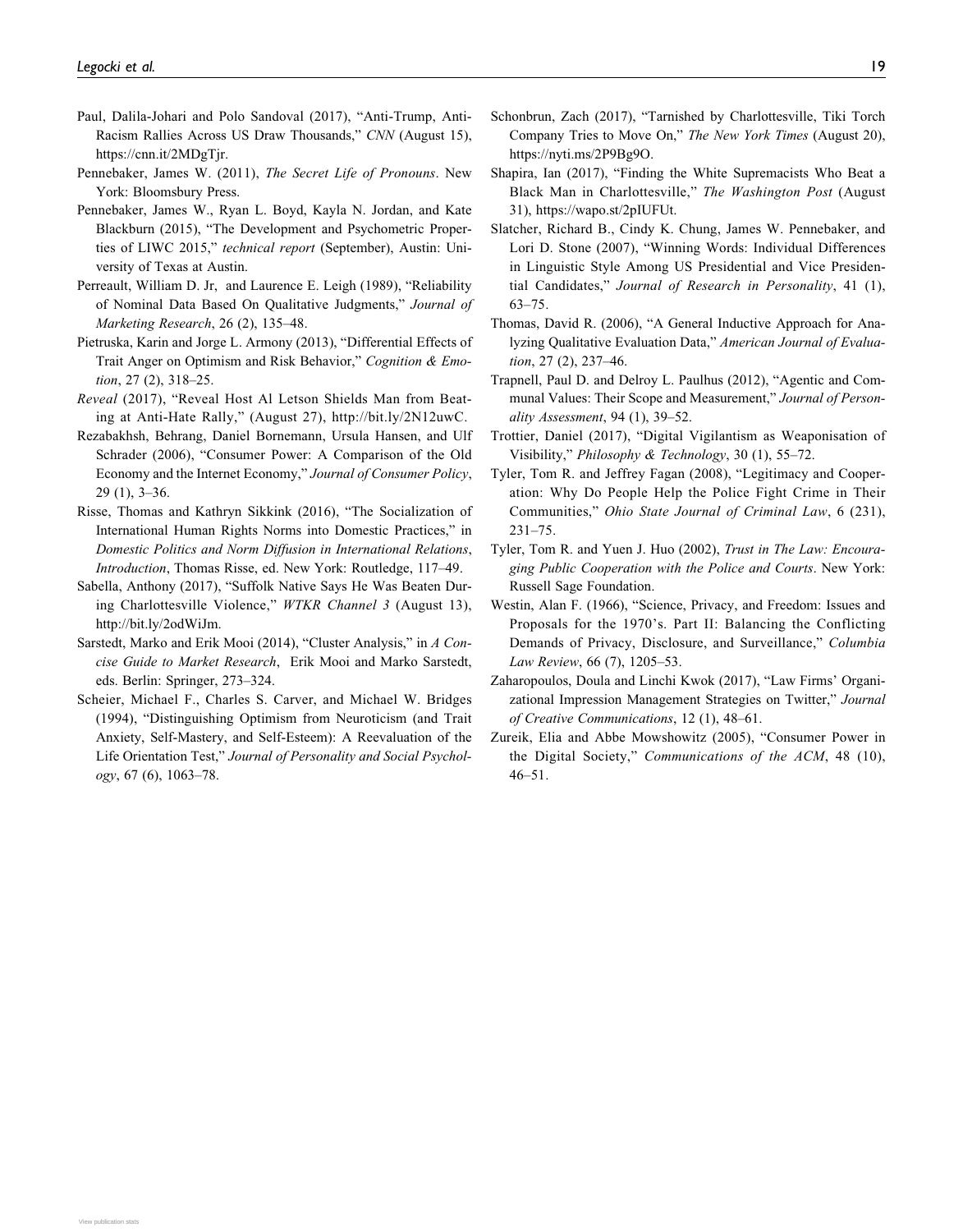Paul, Dalila-Johari and Polo Sandoval (2017), "Anti-Trump, Anti-Racism Rallies Across US Draw Thousands," *CNN* (August 15), https://cnn.it/2MDgTjr.

Pennebaker, James W. (2011), *The Secret Life of Pronouns*. New York: Bloomsbury Press.

Pennebaker, James W., Ryan L. Boyd, Kayla N. Jordan, and Kate Blackburn (2015), "The Development and Psychometric Properties of LIWC 2015," *technical report* (September), Austin: University of Texas at Austin.

Perreault, William D. Jr, and Laurence E. Leigh (1989), "Reliability of Nominal Data Based On Qualitative Judgments," *Journal of Marketing Research*, 26 (2), 135–48.

Pietruska, Karin and Jorge L. Armony (2013), "Differential Effects of Trait Anger on Optimism and Risk Behavior," *Cognition & Emotion*, 27 (2), 318–25.

*Reveal* (2017), "Reveal Host Al Letson Shields Man from Beating at Anti-Hate Rally," (August 27), http://bit.ly/2N12uwC.

Rezabakhsh, Behrang, Daniel Bornemann, Ursula Hansen, and Ulf Schrader (2006), "Consumer Power: A Comparison of the Old Economy and the Internet Economy," *Journal of Consumer Policy*, 29 (1), 3–36.

Risse, Thomas and Kathryn Sikkink (2016), "The Socialization of International Human Rights Norms into Domestic Practices," in *Domestic Politics and Norm Diffusion in International Relations*, *Introduction*, Thomas Risse, ed. New York: Routledge, 117–49.

Sabella, Anthony (2017), "Suffolk Native Says He Was Beaten During Charlottesville Violence," *WTKR Channel 3* (August 13), http://bit.ly/2odWiJm.

Sarstedt, Marko and Erik Mooi (2014), "Cluster Analysis," in *A Concise Guide to Market Research*, Erik Mooi and Marko Sarstedt, eds. Berlin: Springer, 273–324.

Scheier, Michael F., Charles S. Carver, and Michael W. Bridges (1994), "Distinguishing Optimism from Neuroticism (and Trait Anxiety, Self-Mastery, and Self-Esteem): A Reevaluation of the Life Orientation Test," *Journal of Personality and Social Psychology*, 67 (6), 1063–78.

Schonbrun, Zach (2017), "Tarnished by Charlottesville, Tiki Torch Company Tries to Move On," *The New York Times* (August 20), https://nyti.ms/2P9Bg9O.

Shapira, Ian (2017), "Finding the White Supremacists Who Beat a Black Man in Charlottesville," *The Washington Post* (August 31), https://wapo.st/2pIUFUt.

Slatcher, Richard B., Cindy K. Chung, James W. Pennebaker, and Lori D. Stone (2007), "Winning Words: Individual Differences in Linguistic Style Among US Presidential and Vice Presidential Candidates," *Journal of Research in Personality*, 41 (1), 63–75.

Thomas, David R. (2006), "A General Inductive Approach for Analyzing Qualitative Evaluation Data," *American Journal of Evaluation*, 27 (2), 237–46.

Trapnell, Paul D. and Delroy L. Paulhus (2012), "Agentic and Communal Values: Their Scope and Measurement," *Journal of Personality Assessment*, 94 (1), 39–52.

Trottier, Daniel (2017), "Digital Vigilantism as Weaponisation of Visibility," *Philosophy & Technology*, 30 (1), 55–72.

Tyler, Tom R. and Jeffrey Fagan (2008), "Legitimacy and Cooperation: Why Do People Help the Police Fight Crime in Their Communities," *Ohio State Journal of Criminal Law*, 6 (231), 231–75.

Tyler, Tom R. and Yuen J. Huo (2002), *Trust in The Law: Encouraging Public Cooperation with the Police and Courts*. New York: Russell Sage Foundation.

Westin, Alan F. (1966), "Science, Privacy, and Freedom: Issues and Proposals for the 1970's. Part II: Balancing the Conflicting Demands of Privacy, Disclosure, and Surveillance," *Columbia Law Review*, 66 (7), 1205–53.

Zaharopoulos, Doula and Linchi Kwok (2017), "Law Firms' Organizational Impression Management Strategies on Twitter," *Journal of Creative Communications*, 12 (1), 48–61.

Zureik, Elia and Abbe Mowshowitz (2005), "Consumer Power in the Digital Society," *Communications of the ACM*, 48 (10), 46–51.